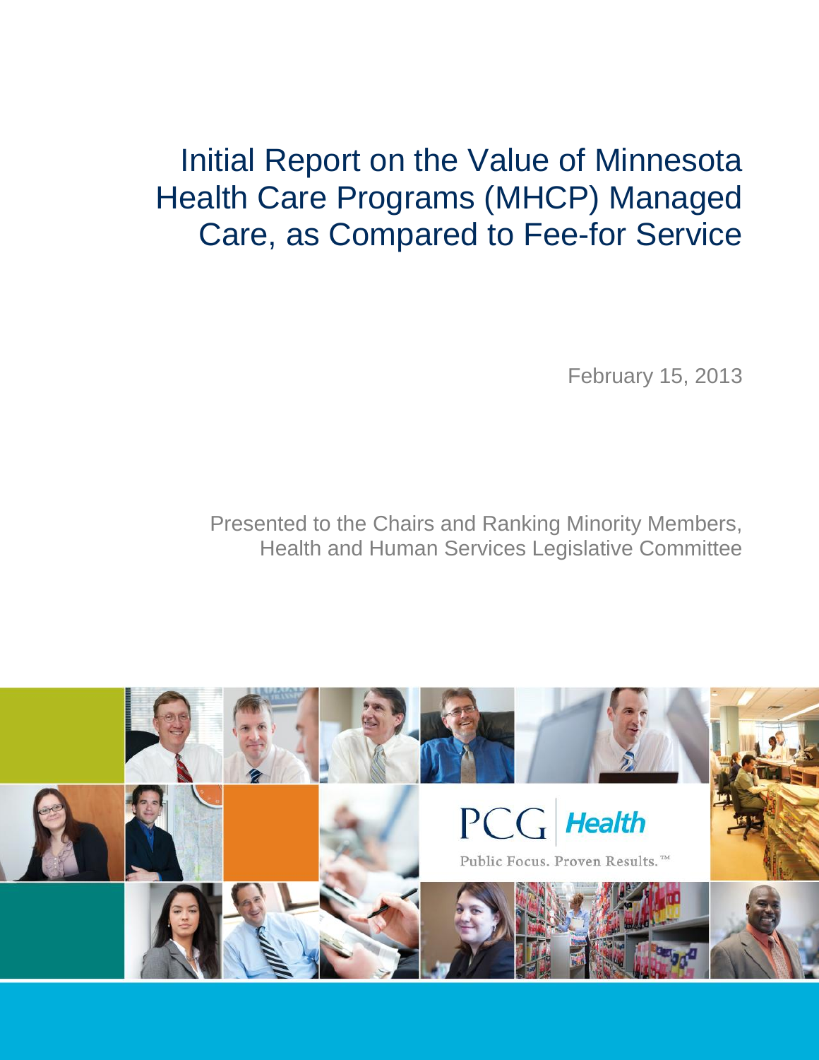# Initial Report on the Value of Minnesota Health Care Programs (MHCP) Managed Care, as Compared to Fee-for Service

February 15, 2013

Presented to the Chairs and Ranking Minority Members, Health and Human Services Legislative Committee

PCG Health

Public Focus. Proven Results.™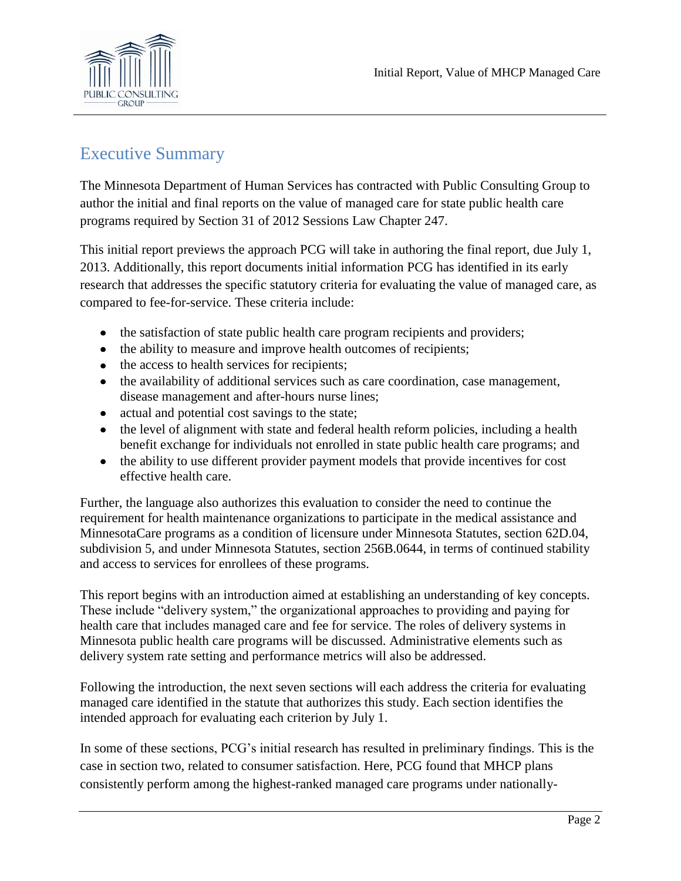## Executive Summary

The Minnesota Department of Human Services has contracted with Public Consulting Group to author the initial and final reports on the value of managed care for state public health care programs required by Section 31 of 2012 Sessions Law Chapter 247.

This initial report previews the approach PCG will take in authoring the final report, due July 1, 2013. Additionally, this report documents initial information PCG has identified in its early research that addresses the specific statutory criteria for evaluating the value of managed care, as compared to fee-for-service. These criteria include:

- the satisfaction of state public health care program recipients and providers;
- the ability to measure and improve health outcomes of recipients;
- the access to health services for recipients;
- the availability of additional services such as care coordination, case management, disease management and after-hours nurse lines;
- actual and potential cost savings to the state;
- the level of alignment with state and federal health reform policies, including a health benefit exchange for individuals not enrolled in state public health care programs; and
- the ability to use different provider payment models that provide incentives for cost effective health care.

Further, the language also authorizes this evaluation to consider the need to continue the requirement for health maintenance organizations to participate in the medical assistance and MinnesotaCare programs as a condition of licensure under Minnesota Statutes, section 62D.04, subdivision 5, and under Minnesota Statutes, section 256B.0644, in terms of continued stability and access to services for enrollees of these programs.

This report begins with an introduction aimed at establishing an understanding of key concepts. These include "delivery system," the organizational approaches to providing and paying for health care that includes managed care and fee for service. The roles of delivery systems in Minnesota public health care programs will be discussed. Administrative elements such as delivery system rate setting and performance metrics will also be addressed.

Following the introduction, the next seven sections will each address the criteria for evaluating managed care identified in the statute that authorizes this study. Each section identifies the intended approach for evaluating each criterion by July 1.

In some of these sections, PCG's initial research has resulted in preliminary findings. This is the case in section two, related to consumer satisfaction. Here, PCG found that MHCP plans consistently perform among the highest-ranked managed care programs under nationally-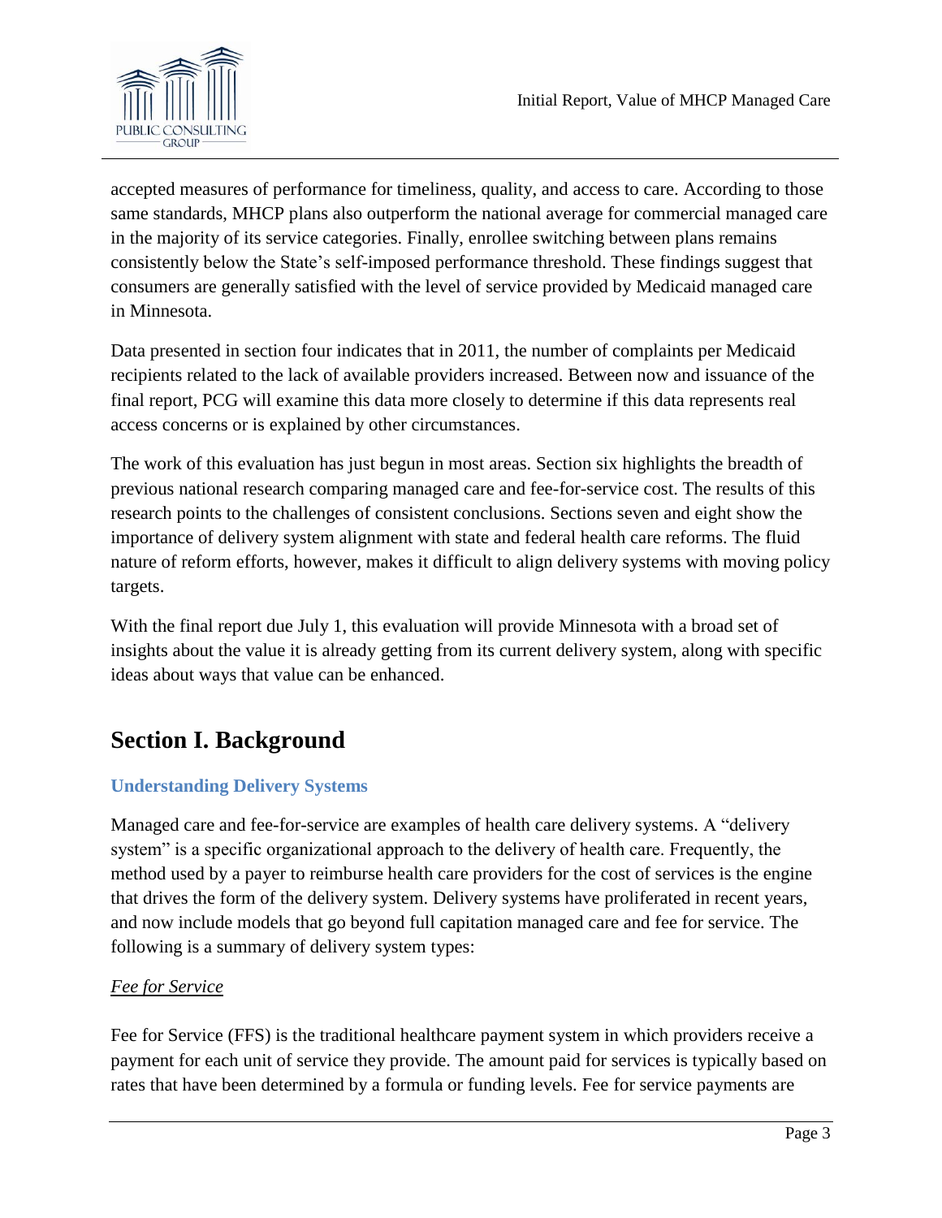accepted measures of performance for timeliness, quality, and access to care. According to those same standards, MHCP plans also outperform the national average for commercial managed care in the majority of its service categories. Finally, enrollee switching between plans remains consistently below the State's self-imposed performance threshold. These findings suggest that consumers are generally satisfied with the level of service provided by Medicaid managed care in Minnesota.

Data presented in section four indicates that in 2011, the number of complaints per Medicaid recipients related to the lack of available providers increased. Between now and issuance of the final report, PCG will examine this data more closely to determine if this data represents real access concerns or is explained by other circumstances.

The work of this evaluation has just begun in most areas. Section six highlights the breadth of previous national research comparing managed care and fee-for-service cost. The results of this research points to the challenges of consistent conclusions. Sections seven and eight show the importance of delivery system alignment with state and federal health care reforms. The fluid nature of reform efforts, however, makes it difficult to align delivery systems with moving policy targets.

With the final report due July 1, this evaluation will provide Minnesota with a broad set of insights about the value it is already getting from its current delivery system, along with specific ideas about ways that value can be enhanced.

# Section I. Background

### Understanding Delivery Systems

Managed care and fee-for-service are examples of health care delivery systems. A "delivery system" is a specific organizational approach to the delivery of health care. Frequently, the method used by a payer to reimburse health care providers for the cost of services is the engine that drives the form of the delivery system. Delivery systems have proliferated in recent years, and now include models that go beyond full capitation managed care and fee for service. The following is a summary of delivery system types:

*Fee for Service*

Fee for Service (FFS) is the traditional healthcare payment system in which providers receive a payment for each unit of service they provide. The amount paid for services is typically based on rates that have been determined by a formula or funding levels. Fee for service payments are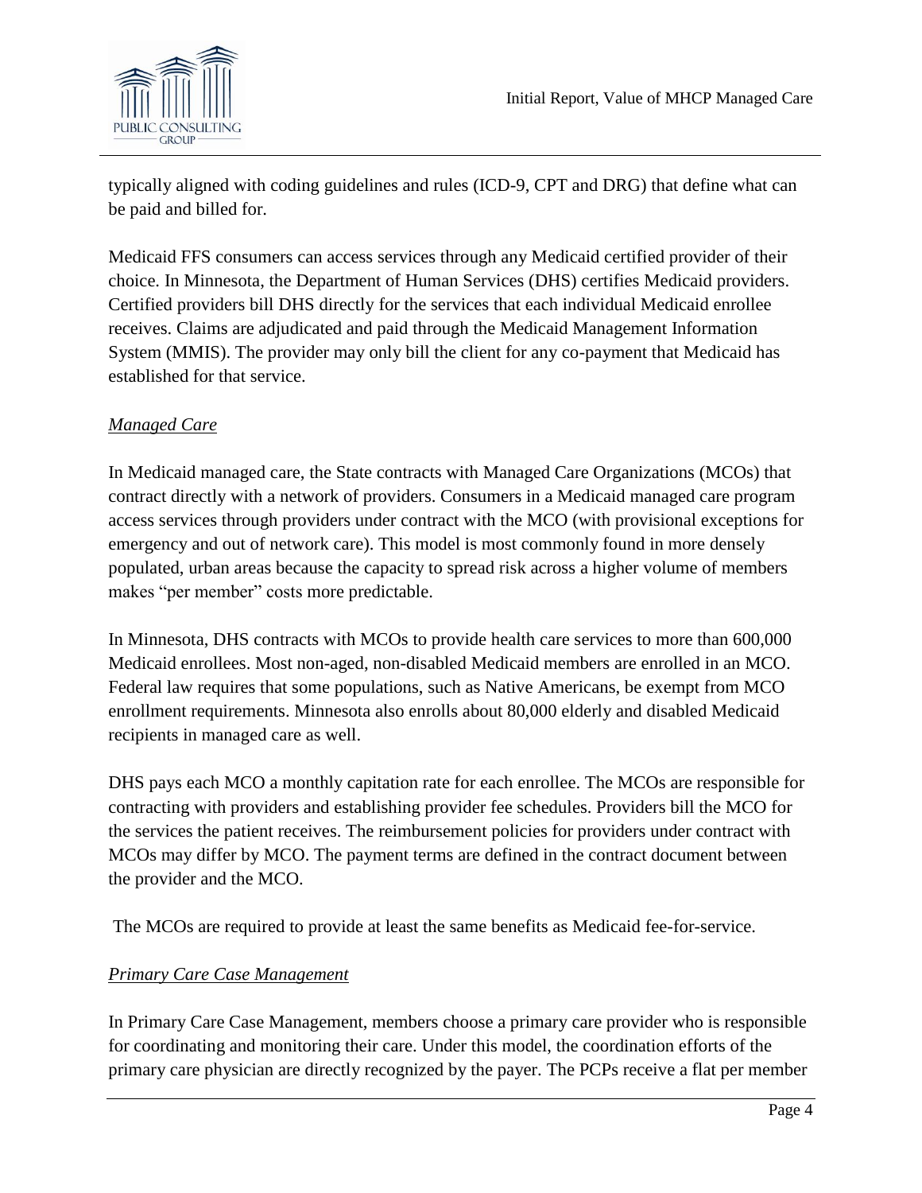typically aligned with coding guidelines and rules (ICD-9, CPT and DRG) that define what can be paid and billed for.

Medicaid FFS consumers can access services through any Medicaid certified provider of their choice. In Minnesota, the Department of Human Services (DHS) certifies Medicaid providers. Certified providers bill DHS directly for the services that each individual Medicaid enrollee receives. Claims are adjudicated and paid through the Medicaid Management Information System (MMIS). The provider may only bill the client for any co-payment that Medicaid has established for that service.

*Managed Care*

In Medicaid managed care, the State contracts with Managed Care Organizations (MCOs) that contract directly with a network of providers. Consumers in a Medicaid managed care program access services through providers under contract with the MCO (with provisional exceptions for emergency and out of network care). This model is most commonly found in more densely populated, urban areas because the capacity to spread risk across a higher volume of members makes "per member" costs more predictable.

In Minnesota, DHS contracts with MCOs to provide health care services to more than 600,000 Medicaid enrollees. Most non-aged, non-disabled Medicaid members are enrolled in an MCO. Federal law requires that some populations, such as Native Americans, be exempt from MCO enrollment requirements. Minnesota also enrolls about 80,000 elderly and disabled Medicaid recipients in managed care as well.

DHS pays each MCO a monthly capitation rate for each enrollee. The MCOs are responsible for contracting with providers and establishing provider fee schedules. Providers bill the MCO for the services the patient receives. The reimbursement policies for providers under contract with MCOs may differ by MCO. The payment terms are defined in the contract document between the provider and the MCO.

The MCOs are required to provide at least the same benefits as Medicaid fee-for-service.

*Primary Care Case Management*

In Primary Care Case Management, members choose a primary care provider who is responsible for coordinating and monitoring their care. Under this model, the coordination efforts of the primary care physician are directly recognized by the payer. The PCPs receive a flat per member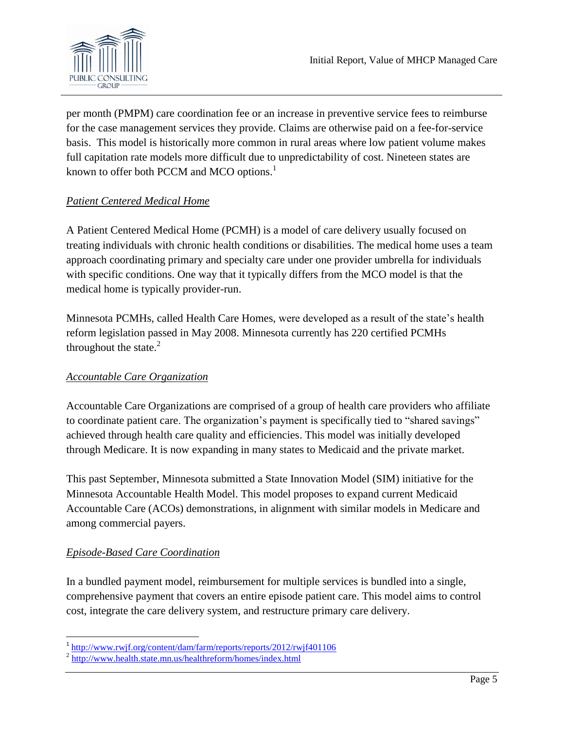per month (PMPM) care coordination fee or an increase in preventive service fees to reimburse for the case management services they provide. Claims are otherwise paid on a fee-for-service basis. This model is historically more common in rural areas where low patient volume makes full capitation rate models more difficult due to unpredictability of cost. Nineteen states are known to offer both PCCM and MCO options.[1]

*Patient Centered Medical Home*

A Patient Centered Medical Home (PCMH) is a model of care delivery usually focused on treating individuals with chronic health conditions or disabilities. The medical home uses a team approach coordinating primary and specialty care under one provider umbrella for individuals with specific conditions. One way that it typically differs from the MCO model is that the medical home is typically provider-run.

Minnesota PCMHs, called Health Care Homes, were developed as a result of the state's health reform legislation passed in May 2008. Minnesota currently has 220 certified PCMHs throughout the state.[2]

*Accountable Care Organization*

Accountable Care Organizations are comprised of a group of health care providers who affiliate to coordinate patient care. The organization's payment is specifically tied to "shared savings" achieved through health care quality and efficiencies. This model was initially developed through Medicare. It is now expanding in many states to Medicaid and the private market.

This past September, Minnesota submitted a State Innovation Model (SIM) initiative for the Minnesota Accountable Health Model. This model proposes to expand current Medicaid Accountable Care (ACOs) demonstrations, in alignment with similar models in Medicare and among commercial payers.

*Episode-Based Care Coordination*

In a bundled payment model, reimbursement for multiple services is bundled into a single, comprehensive payment that covers an entire episode patient care. This model aims to control cost, integrate the care delivery system, and restructure primary care delivery.

---

[1] http://www.rwjf.org/content/dam/farm/reports/reports/2012/rwjf401106

[2] http://www.health.state.mn.us/healthreform/homes/index.html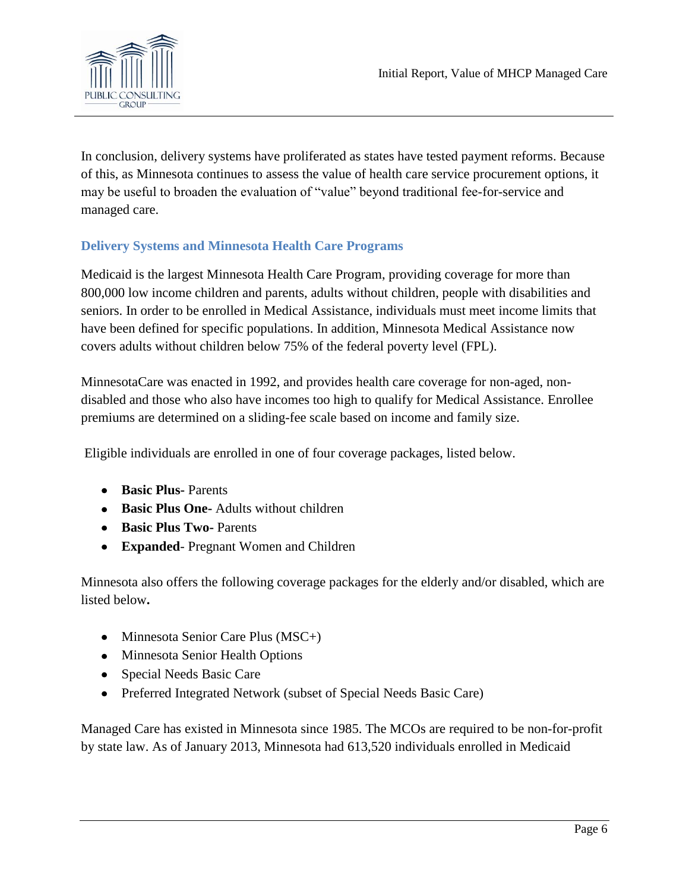In conclusion, delivery systems have proliferated as states have tested payment reforms. Because of this, as Minnesota continues to assess the value of health care service procurement options, it may be useful to broaden the evaluation of "value" beyond traditional fee-for-service and managed care.

### Delivery Systems and Minnesota Health Care Programs

Medicaid is the largest Minnesota Health Care Program, providing coverage for more than 800,000 low income children and parents, adults without children, people with disabilities and seniors. In order to be enrolled in Medical Assistance, individuals must meet income limits that have been defined for specific populations. In addition, Minnesota Medical Assistance now covers adults without children below 75% of the federal poverty level (FPL).

MinnesotaCare was enacted in 1992, and provides health care coverage for non-aged, non-disabled and those who also have incomes too high to qualify for Medical Assistance. Enrollee premiums are determined on a sliding-fee scale based on income and family size.

Eligible individuals are enrolled in one of four coverage packages, listed below.

- **Basic Plus-** Parents
- **Basic Plus One-** Adults without children
- **Basic Plus Two-** Parents
- **Expanded**- Pregnant Women and Children

Minnesota also offers the following coverage packages for the elderly and/or disabled, which are listed below**.**

- Minnesota Senior Care Plus (MSC+)
- Minnesota Senior Health Options
- Special Needs Basic Care
- Preferred Integrated Network (subset of Special Needs Basic Care)

Managed Care has existed in Minnesota since 1985. The MCOs are required to be non-for-profit by state law. As of January 2013, Minnesota had 613,520 individuals enrolled in Medicaid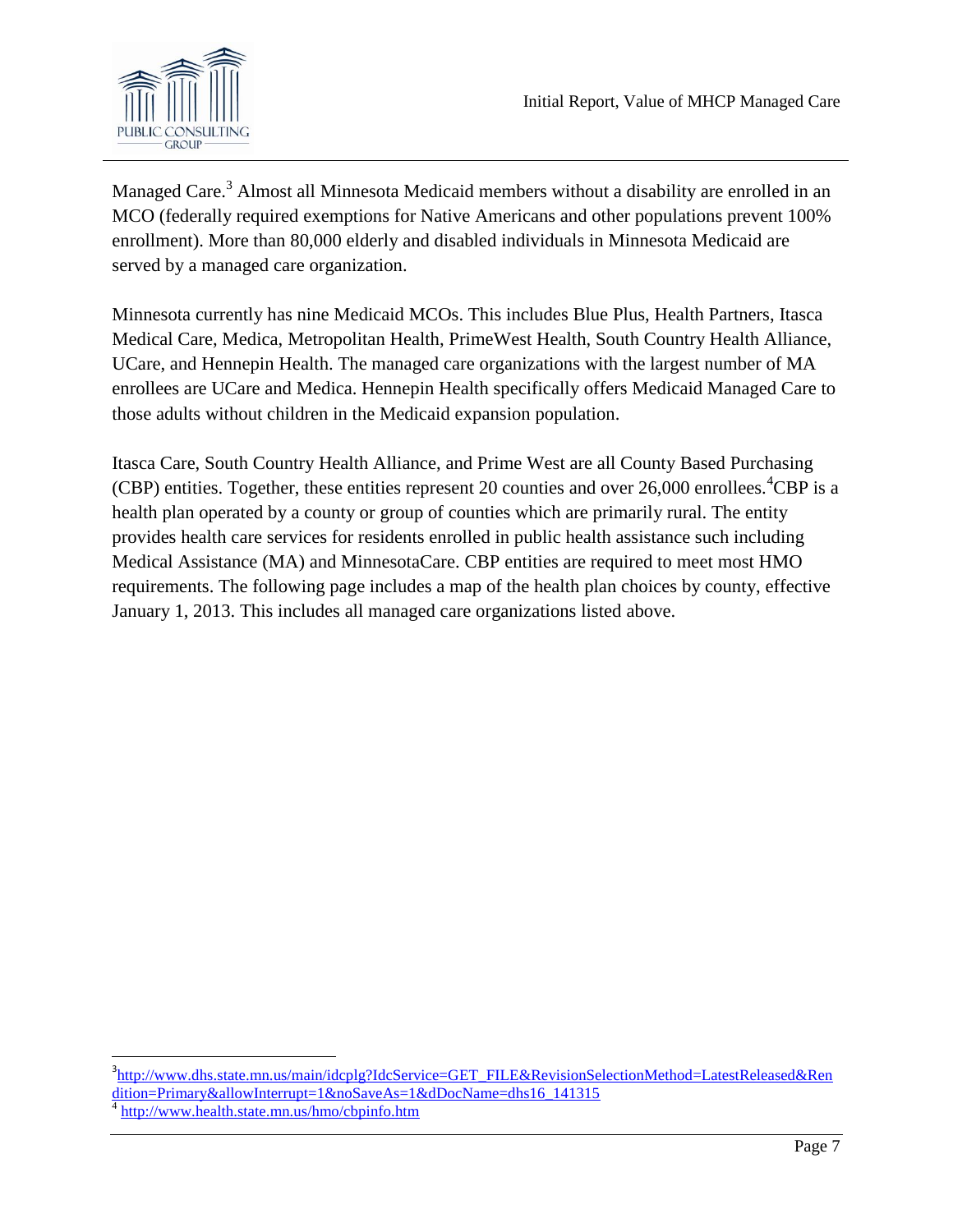Managed Care.[3] Almost all Minnesota Medicaid members without a disability are enrolled in an MCO (federally required exemptions for Native Americans and other populations prevent 100% enrollment). More than 80,000 elderly and disabled individuals in Minnesota Medicaid are served by a managed care organization.

Minnesota currently has nine Medicaid MCOs. This includes Blue Plus, Health Partners, Itasca Medical Care, Medica, Metropolitan Health, PrimeWest Health, South Country Health Alliance, UCare, and Hennepin Health. The managed care organizations with the largest number of MA enrollees are UCare and Medica. Hennepin Health specifically offers Medicaid Managed Care to those adults without children in the Medicaid expansion population.

Itasca Care, South Country Health Alliance, and Prime West are all County Based Purchasing (CBP) entities. Together, these entities represent 20 counties and over 26,000 enrollees.[4] CBP is a health plan operated by a county or group of counties which are primarily rural. The entity provides health care services for residents enrolled in public health assistance such including Medical Assistance (MA) and MinnesotaCare. CBP entities are required to meet most HMO requirements. The following page includes a map of the health plan choices by county, effective January 1, 2013. This includes all managed care organizations listed above.

---

[3] http://www.dhs.state.mn.us/main/idcplg?IdcService=GET_FILE&RevisionSelectionMethod=LatestReleased&Rendition=Primary&allowInterrupt=1&noSaveAs=1&dDocName=dhs16_141315

[4] http://www.health.state.mn.us/hmo/cbpinfo.htm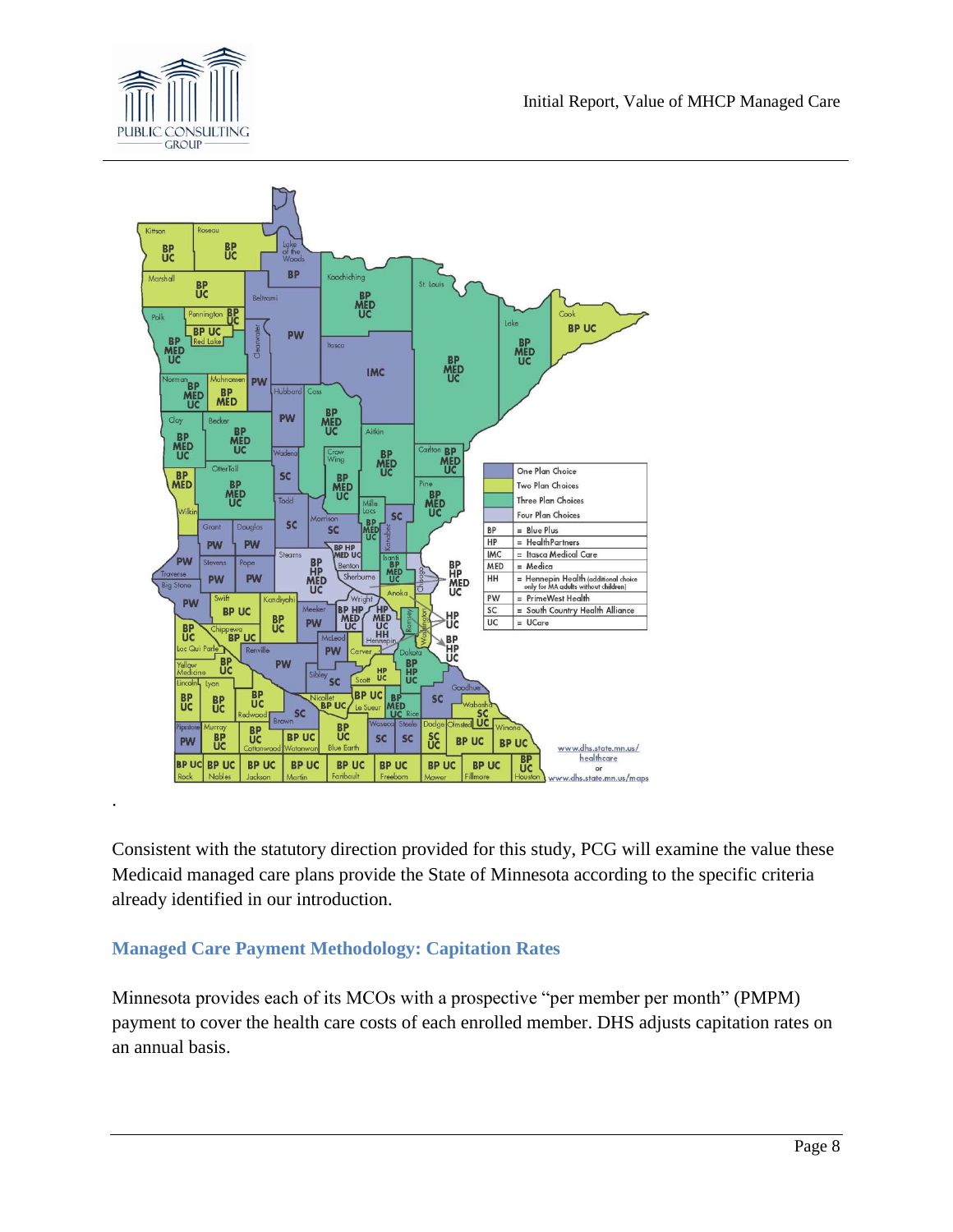.

Consistent with the statutory direction provided for this study, PCG will examine the value these Medicaid managed care plans provide the State of Minnesota according to the specific criteria already identified in our introduction.

### Managed Care Payment Methodology: Capitation Rates

Minnesota provides each of its MCOs with a prospective "per member per month" (PMPM) payment to cover the health care costs of each enrolled member. DHS adjusts capitation rates on an annual basis.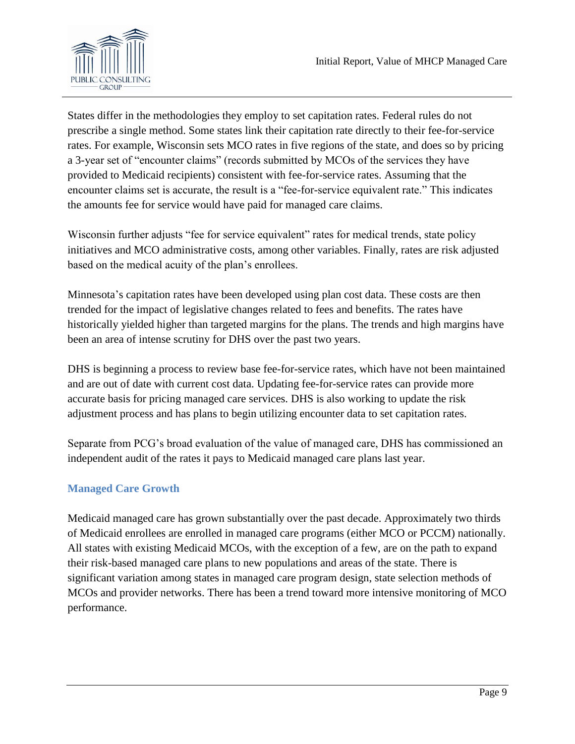States differ in the methodologies they employ to set capitation rates. Federal rules do not prescribe a single method. Some states link their capitation rate directly to their fee-for-service rates. For example, Wisconsin sets MCO rates in five regions of the state, and does so by pricing a 3-year set of "encounter claims" (records submitted by MCOs of the services they have provided to Medicaid recipients) consistent with fee-for-service rates. Assuming that the encounter claims set is accurate, the result is a "fee-for-service equivalent rate." This indicates the amounts fee for service would have paid for managed care claims.

Wisconsin further adjusts "fee for service equivalent" rates for medical trends, state policy initiatives and MCO administrative costs, among other variables. Finally, rates are risk adjusted based on the medical acuity of the plan's enrollees.

Minnesota's capitation rates have been developed using plan cost data. These costs are then trended for the impact of legislative changes related to fees and benefits. The rates have historically yielded higher than targeted margins for the plans. The trends and high margins have been an area of intense scrutiny for DHS over the past two years.

DHS is beginning a process to review base fee-for-service rates, which have not been maintained and are out of date with current cost data. Updating fee-for-service rates can provide more accurate basis for pricing managed care services. DHS is also working to update the risk adjustment process and has plans to begin utilizing encounter data to set capitation rates.

Separate from PCG's broad evaluation of the value of managed care, DHS has commissioned an independent audit of the rates it pays to Medicaid managed care plans last year.

### Managed Care Growth

Medicaid managed care has grown substantially over the past decade. Approximately two thirds of Medicaid enrollees are enrolled in managed care programs (either MCO or PCCM) nationally. All states with existing Medicaid MCOs, with the exception of a few, are on the path to expand their risk-based managed care plans to new populations and areas of the state. There is significant variation among states in managed care program design, state selection methods of MCOs and provider networks. There has been a trend toward more intensive monitoring of MCO performance.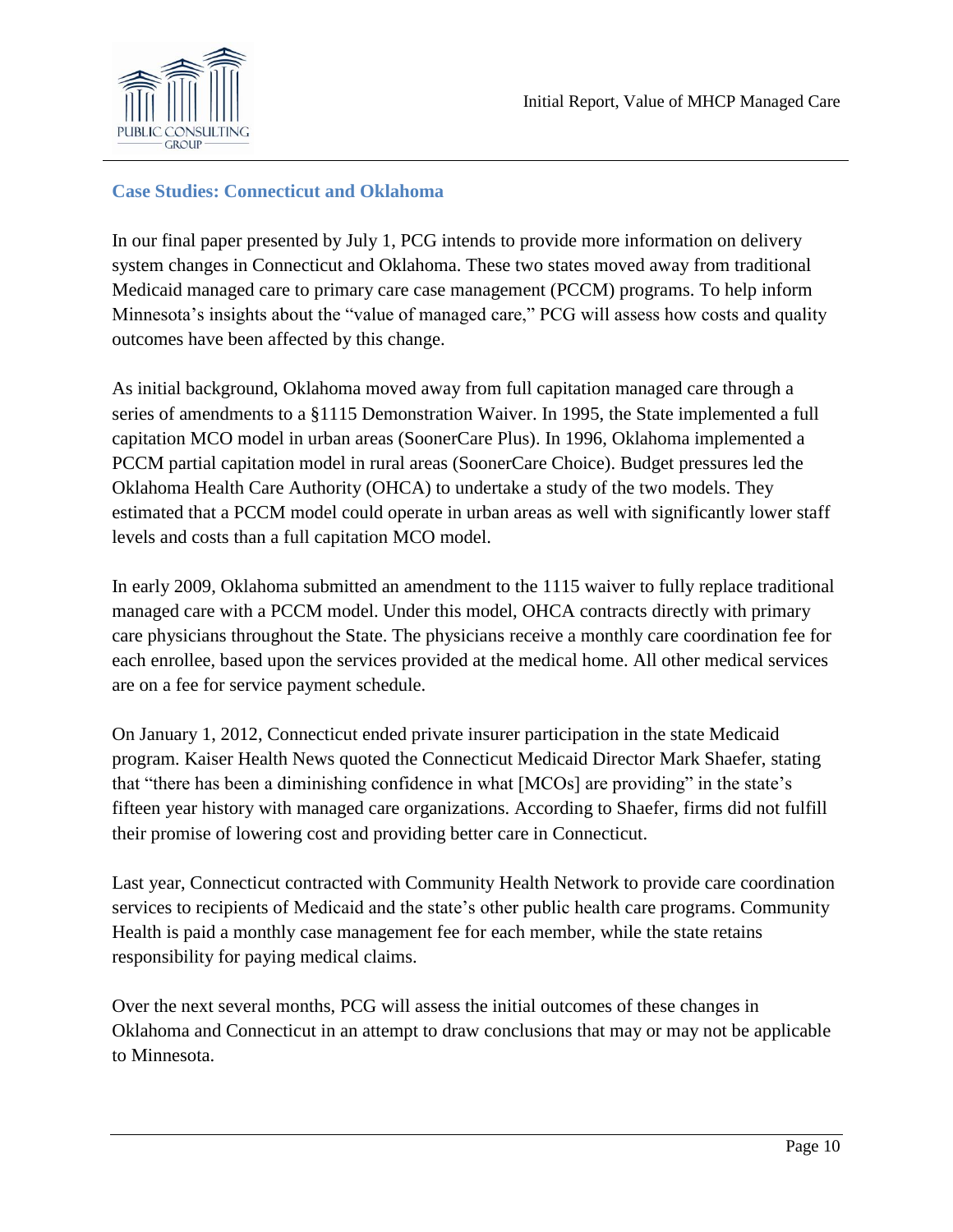## Case Studies: Connecticut and Oklahoma

In our final paper presented by July 1, PCG intends to provide more information on delivery system changes in Connecticut and Oklahoma. These two states moved away from traditional Medicaid managed care to primary care case management (PCCM) programs. To help inform Minnesota's insights about the "value of managed care," PCG will assess how costs and quality outcomes have been affected by this change.

As initial background, Oklahoma moved away from full capitation managed care through a series of amendments to a §1115 Demonstration Waiver. In 1995, the State implemented a full capitation MCO model in urban areas (SoonerCare Plus). In 1996, Oklahoma implemented a PCCM partial capitation model in rural areas (SoonerCare Choice). Budget pressures led the Oklahoma Health Care Authority (OHCA) to undertake a study of the two models. They estimated that a PCCM model could operate in urban areas as well with significantly lower staff levels and costs than a full capitation MCO model.

In early 2009, Oklahoma submitted an amendment to the 1115 waiver to fully replace traditional managed care with a PCCM model. Under this model, OHCA contracts directly with primary care physicians throughout the State. The physicians receive a monthly care coordination fee for each enrollee, based upon the services provided at the medical home. All other medical services are on a fee for service payment schedule.

On January 1, 2012, Connecticut ended private insurer participation in the state Medicaid program. Kaiser Health News quoted the Connecticut Medicaid Director Mark Shaefer, stating that "there has been a diminishing confidence in what [MCOs] are providing" in the state's fifteen year history with managed care organizations. According to Shaefer, firms did not fulfill their promise of lowering cost and providing better care in Connecticut.

Last year, Connecticut contracted with Community Health Network to provide care coordination services to recipients of Medicaid and the state's other public health care programs. Community Health is paid a monthly case management fee for each member, while the state retains responsibility for paying medical claims.

Over the next several months, PCG will assess the initial outcomes of these changes in Oklahoma and Connecticut in an attempt to draw conclusions that may or may not be applicable to Minnesota.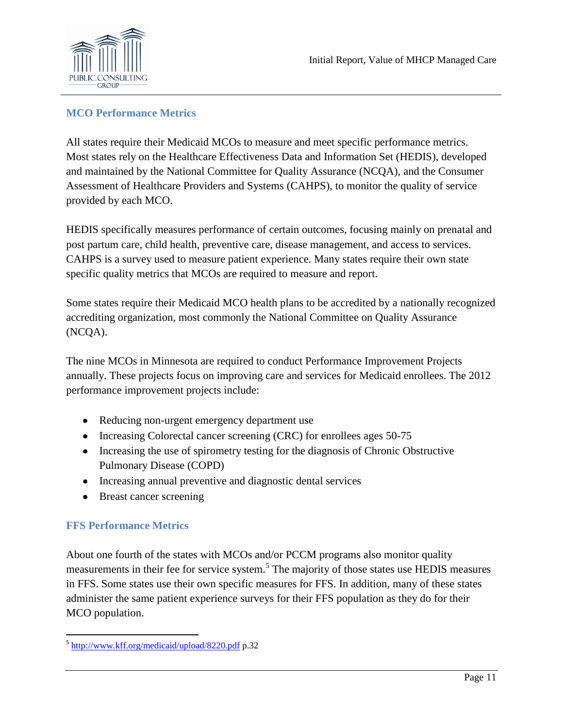### MCO Performance Metrics

All states require their Medicaid MCOs to measure and meet specific performance metrics. Most states rely on the Healthcare Effectiveness Data and Information Set (HEDIS), developed and maintained by the National Committee for Quality Assurance (NCQA), and the Consumer Assessment of Healthcare Providers and Systems (CAHPS), to monitor the quality of service provided by each MCO.

HEDIS specifically measures performance of certain outcomes, focusing mainly on prenatal and post partum care, child health, preventive care, disease management, and access to services. CAHPS is a survey used to measure patient experience. Many states require their own state specific quality metrics that MCOs are required to measure and report.

Some states require their Medicaid MCO health plans to be accredited by a nationally recognized accrediting organization, most commonly the National Committee on Quality Assurance (NCQA).

The nine MCOs in Minnesota are required to conduct Performance Improvement Projects annually. These projects focus on improving care and services for Medicaid enrollees. The 2012 performance improvement projects include:

- Reducing non-urgent emergency department use
- Increasing Colorectal cancer screening (CRC) for enrollees ages 50-75
- Increasing the use of spirometry testing for the diagnosis of Chronic Obstructive Pulmonary Disease (COPD)
- Increasing annual preventive and diagnostic dental services
- Breast cancer screening

### FFS Performance Metrics

About one fourth of the states with MCOs and/or PCCM programs also monitor quality measurements in their fee for service system.[5] The majority of those states use HEDIS measures in FFS. Some states use their own specific measures for FFS. In addition, many of these states administer the same patient experience surveys for their FFS population as they do for their MCO population.

[5] http://www.kff.org/medicaid/upload/8220.pdf p.32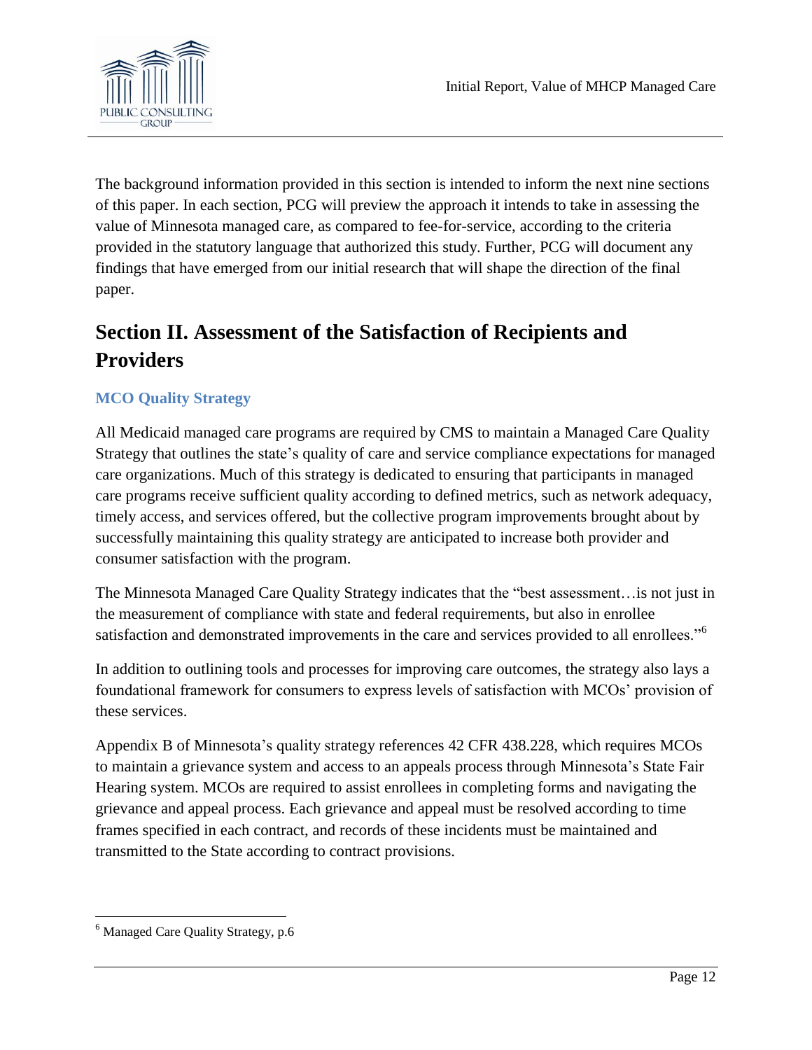The background information provided in this section is intended to inform the next nine sections of this paper. In each section, PCG will preview the approach it intends to take in assessing the value of Minnesota managed care, as compared to fee-for-service, according to the criteria provided in the statutory language that authorized this study. Further, PCG will document any findings that have emerged from our initial research that will shape the direction of the final paper.

# Section II. Assessment of the Satisfaction of Recipients and Providers

### MCO Quality Strategy

All Medicaid managed care programs are required by CMS to maintain a Managed Care Quality Strategy that outlines the state's quality of care and service compliance expectations for managed care organizations. Much of this strategy is dedicated to ensuring that participants in managed care programs receive sufficient quality according to defined metrics, such as network adequacy, timely access, and services offered, but the collective program improvements brought about by successfully maintaining this quality strategy are anticipated to increase both provider and consumer satisfaction with the program.

The Minnesota Managed Care Quality Strategy indicates that the "best assessment…is not just in the measurement of compliance with state and federal requirements, but also in enrollee satisfaction and demonstrated improvements in the care and services provided to all enrollees."[6]

In addition to outlining tools and processes for improving care outcomes, the strategy also lays a foundational framework for consumers to express levels of satisfaction with MCOs' provision of these services.

Appendix B of Minnesota's quality strategy references 42 CFR 438.228, which requires MCOs to maintain a grievance system and access to an appeals process through Minnesota's State Fair Hearing system. MCOs are required to assist enrollees in completing forms and navigating the grievance and appeal process. Each grievance and appeal must be resolved according to time frames specified in each contract, and records of these incidents must be maintained and transmitted to the State according to contract provisions.

[6] Managed Care Quality Strategy, p.6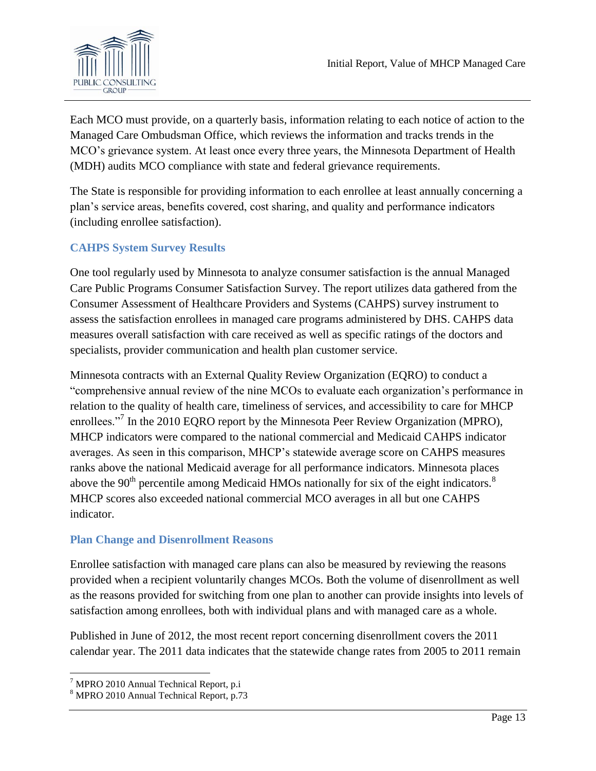Each MCO must provide, on a quarterly basis, information relating to each notice of action to the Managed Care Ombudsman Office, which reviews the information and tracks trends in the MCO's grievance system. At least once every three years, the Minnesota Department of Health (MDH) audits MCO compliance with state and federal grievance requirements.

The State is responsible for providing information to each enrollee at least annually concerning a plan's service areas, benefits covered, cost sharing, and quality and performance indicators (including enrollee satisfaction).

### CAHPS System Survey Results

One tool regularly used by Minnesota to analyze consumer satisfaction is the annual Managed Care Public Programs Consumer Satisfaction Survey. The report utilizes data gathered from the Consumer Assessment of Healthcare Providers and Systems (CAHPS) survey instrument to assess the satisfaction enrollees in managed care programs administered by DHS. CAHPS data measures overall satisfaction with care received as well as specific ratings of the doctors and specialists, provider communication and health plan customer service.

Minnesota contracts with an External Quality Review Organization (EQRO) to conduct a "comprehensive annual review of the nine MCOs to evaluate each organization's performance in relation to the quality of health care, timeliness of services, and accessibility to care for MHCP enrollees."[7] In the 2010 EQRO report by the Minnesota Peer Review Organization (MPRO), MHCP indicators were compared to the national commercial and Medicaid CAHPS indicator averages. As seen in this comparison, MHCP's statewide average score on CAHPS measures ranks above the national Medicaid average for all performance indicators. Minnesota places above the 90th percentile among Medicaid HMOs nationally for six of the eight indicators.[8] MHCP scores also exceeded national commercial MCO averages in all but one CAHPS indicator.

### Plan Change and Disenrollment Reasons

Enrollee satisfaction with managed care plans can also be measured by reviewing the reasons provided when a recipient voluntarily changes MCOs. Both the volume of disenrollment as well as the reasons provided for switching from one plan to another can provide insights into levels of satisfaction among enrollees, both with individual plans and with managed care as a whole.

Published in June of 2012, the most recent report concerning disenrollment covers the 2011 calendar year. The 2011 data indicates that the statewide change rates from 2005 to 2011 remain

---

[7] MPRO 2010 Annual Technical Report, p.i

[8] MPRO 2010 Annual Technical Report, p.73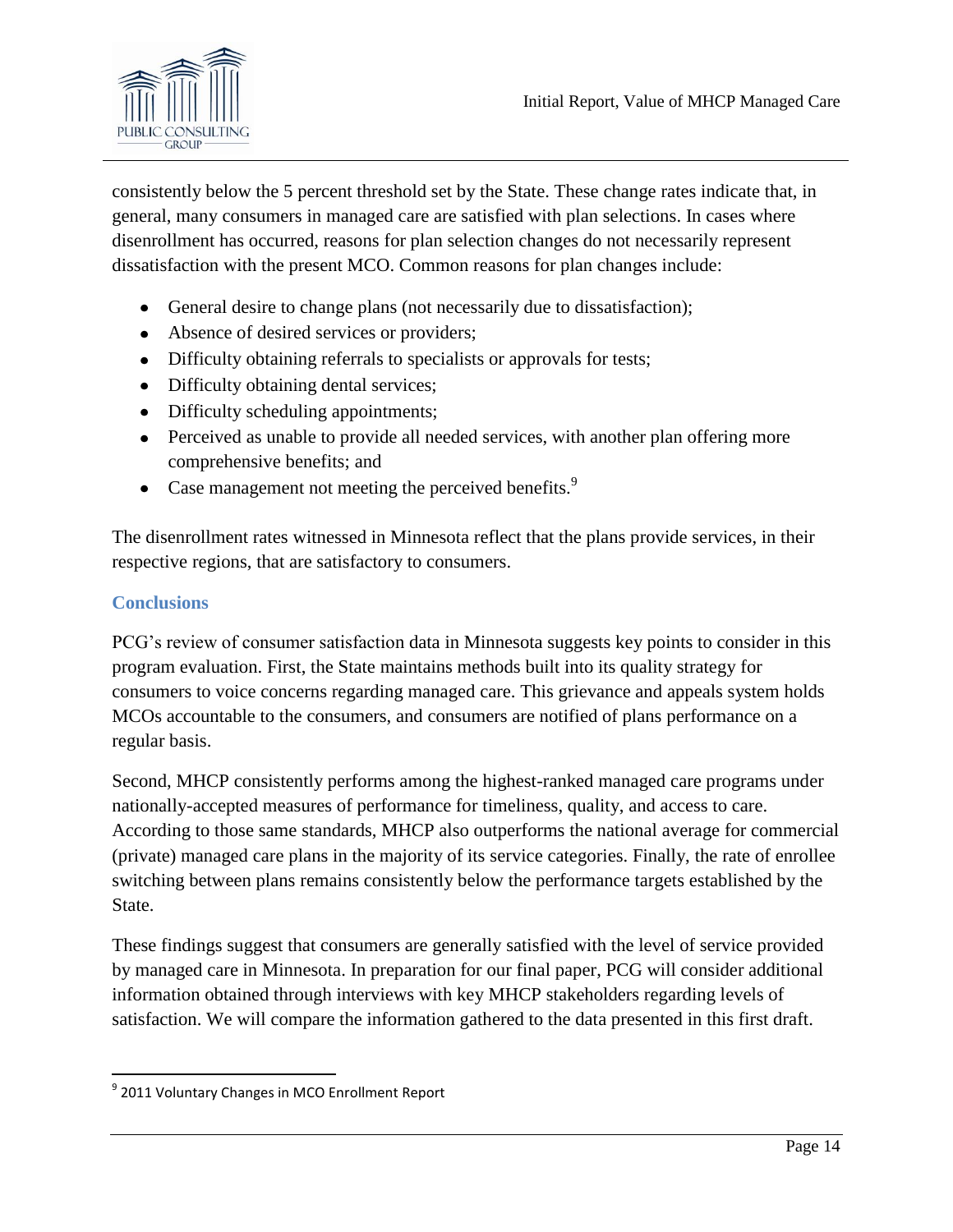consistently below the 5 percent threshold set by the State. These change rates indicate that, in general, many consumers in managed care are satisfied with plan selections. In cases where disenrollment has occurred, reasons for plan selection changes do not necessarily represent dissatisfaction with the present MCO. Common reasons for plan changes include:

- General desire to change plans (not necessarily due to dissatisfaction);
- Absence of desired services or providers;
- Difficulty obtaining referrals to specialists or approvals for tests;
- Difficulty obtaining dental services;
- Difficulty scheduling appointments;
- Perceived as unable to provide all needed services, with another plan offering more comprehensive benefits; and
- Case management not meeting the perceived benefits.[9]

The disenrollment rates witnessed in Minnesota reflect that the plans provide services, in their respective regions, that are satisfactory to consumers.

### Conclusions

PCG's review of consumer satisfaction data in Minnesota suggests key points to consider in this program evaluation. First, the State maintains methods built into its quality strategy for consumers to voice concerns regarding managed care. This grievance and appeals system holds MCOs accountable to the consumers, and consumers are notified of plans performance on a regular basis.

Second, MHCP consistently performs among the highest-ranked managed care programs under nationally-accepted measures of performance for timeliness, quality, and access to care. According to those same standards, MHCP also outperforms the national average for commercial (private) managed care plans in the majority of its service categories. Finally, the rate of enrollee switching between plans remains consistently below the performance targets established by the State.

These findings suggest that consumers are generally satisfied with the level of service provided by managed care in Minnesota. In preparation for our final paper, PCG will consider additional information obtained through interviews with key MHCP stakeholders regarding levels of satisfaction. We will compare the information gathered to the data presented in this first draft.

[9] 2011 Voluntary Changes in MCO Enrollment Report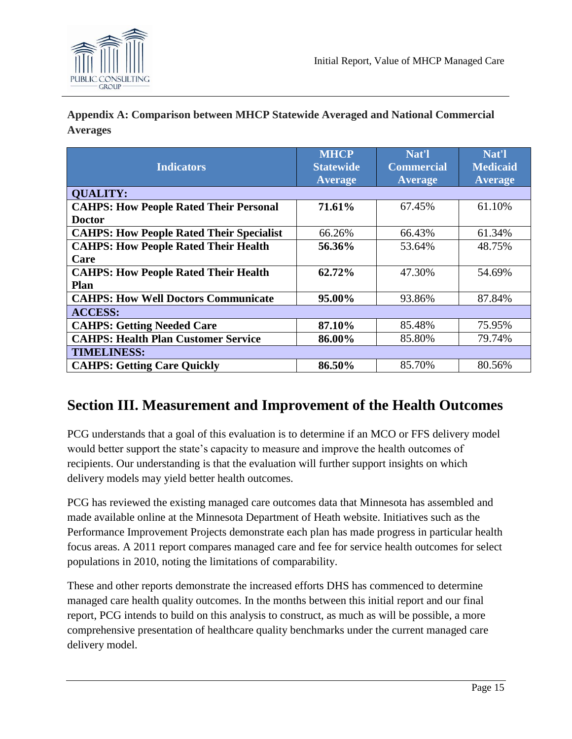**Appendix A: Comparison between MHCP Statewide Averaged and National Commercial Averages**

| Indicators | MHCP Statewide Average | Nat'l Commercial Average | Nat'l Medicaid Average |
|---|---|---|---|
| **QUALITY:** | | | |
| **CAHPS: How People Rated Their Personal Doctor** | **71.61%** | 67.45% | 61.10% |
| **CAHPS: How People Rated Their Specialist** | 66.26% | 66.43% | 61.34% |
| **CAHPS: How People Rated Their Health Care** | **56.36%** | 53.64% | 48.75% |
| **CAHPS: How People Rated Their Health Plan** | **62.72%** | 47.30% | 54.69% |
| **CAHPS: How Well Doctors Communicate** | **95.00%** | 93.86% | 87.84% |
| **ACCESS:** | | | |
| **CAHPS: Getting Needed Care** | **87.10%** | 85.48% | 75.95% |
| **CAHPS: Health Plan Customer Service** | **86.00%** | 85.80% | 79.74% |
| **TIMELINESS:** | | | |
| **CAHPS: Getting Care Quickly** | **86.50%** | 85.70% | 80.56% |

# Section III. Measurement and Improvement of the Health Outcomes

PCG understands that a goal of this evaluation is to determine if an MCO or FFS delivery model would better support the state's capacity to measure and improve the health outcomes of recipients. Our understanding is that the evaluation will further support insights on which delivery models may yield better health outcomes.

PCG has reviewed the existing managed care outcomes data that Minnesota has assembled and made available online at the Minnesota Department of Heath website. Initiatives such as the Performance Improvement Projects demonstrate each plan has made progress in particular health focus areas. A 2011 report compares managed care and fee for service health outcomes for select populations in 2010, noting the limitations of comparability.

These and other reports demonstrate the increased efforts DHS has commenced to determine managed care health quality outcomes. In the months between this initial report and our final report, PCG intends to build on this analysis to construct, as much as will be possible, a more comprehensive presentation of healthcare quality benchmarks under the current managed care delivery model.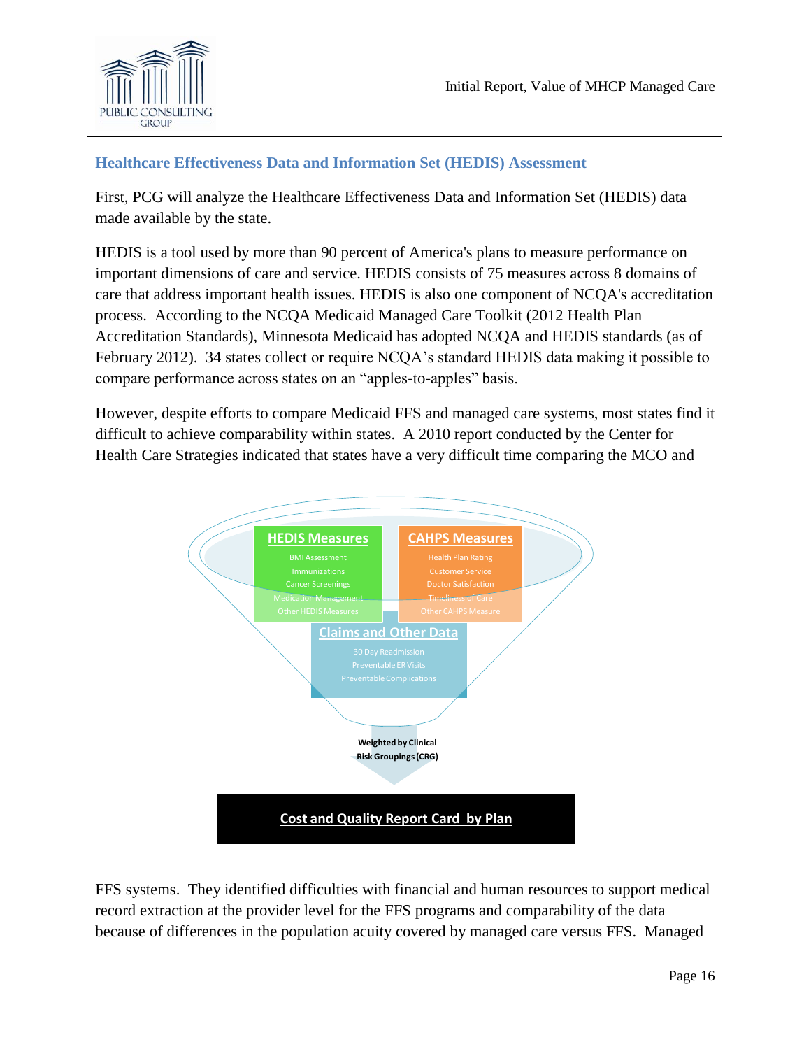### Healthcare Effectiveness Data and Information Set (HEDIS) Assessment

First, PCG will analyze the Healthcare Effectiveness Data and Information Set (HEDIS) data made available by the state.

HEDIS is a tool used by more than 90 percent of America's plans to measure performance on important dimensions of care and service. HEDIS consists of 75 measures across 8 domains of care that address important health issues. HEDIS is also one component of NCQA's accreditation process. According to the NCQA Medicaid Managed Care Toolkit (2012 Health Plan Accreditation Standards), Minnesota Medicaid has adopted NCQA and HEDIS standards (as of February 2012). 34 states collect or require NCQA's standard HEDIS data making it possible to compare performance across states on an "apples-to-apples" basis.

However, despite efforts to compare Medicaid FFS and managed care systems, most states find it difficult to achieve comparability within states. A 2010 report conducted by the Center for Health Care Strategies indicated that states have a very difficult time comparing the MCO and

**HEDIS Measures**
- BMI Assessment
- Immunizations
- Cancer Screenings
- Medication Management
- Other HEDIS Measures

**CAHPS Measures**
- Health Plan Rating
- Customer Service
- Doctor Satisfaction
- Timeliness of Care
- Other CAHPS Measure

**Claims and Other Data**
- 30 Day Readmission
- Preventable ER Visits
- Preventable Complications

**Weighted by Clinical Risk Groupings (CRG)**

**Cost and Quality Report Card by Plan**

FFS systems. They identified difficulties with financial and human resources to support medical record extraction at the provider level for the FFS programs and comparability of the data because of differences in the population acuity covered by managed care versus FFS. Managed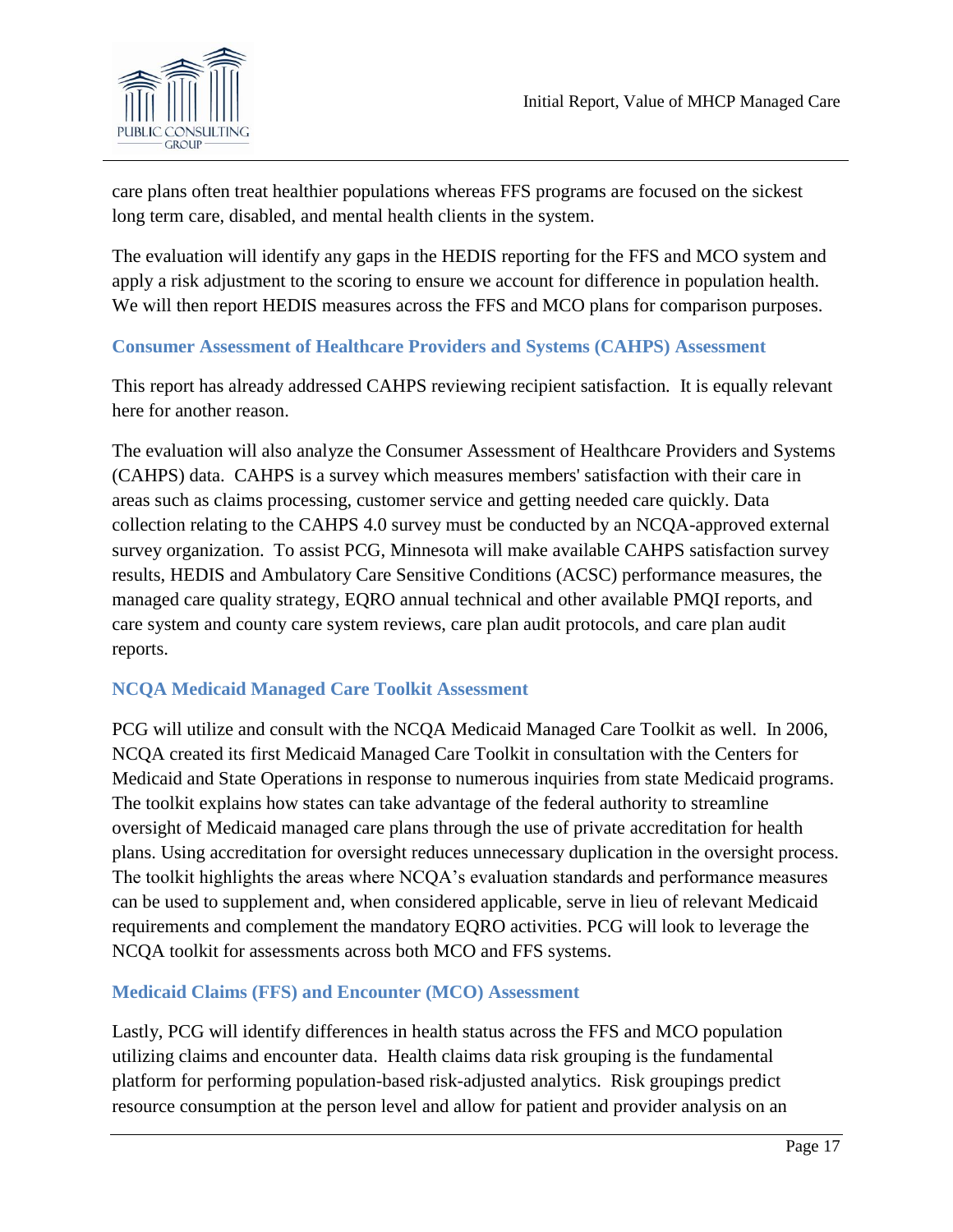care plans often treat healthier populations whereas FFS programs are focused on the sickest long term care, disabled, and mental health clients in the system.

The evaluation will identify any gaps in the HEDIS reporting for the FFS and MCO system and apply a risk adjustment to the scoring to ensure we account for difference in population health. We will then report HEDIS measures across the FFS and MCO plans for comparison purposes.

### Consumer Assessment of Healthcare Providers and Systems (CAHPS) Assessment

This report has already addressed CAHPS reviewing recipient satisfaction. It is equally relevant here for another reason.

The evaluation will also analyze the Consumer Assessment of Healthcare Providers and Systems (CAHPS) data. CAHPS is a survey which measures members' satisfaction with their care in areas such as claims processing, customer service and getting needed care quickly. Data collection relating to the CAHPS 4.0 survey must be conducted by an NCQA-approved external survey organization. To assist PCG, Minnesota will make available CAHPS satisfaction survey results, HEDIS and Ambulatory Care Sensitive Conditions (ACSC) performance measures, the managed care quality strategy, EQRO annual technical and other available PMQI reports, and care system and county care system reviews, care plan audit protocols, and care plan audit reports.

### NCQA Medicaid Managed Care Toolkit Assessment

PCG will utilize and consult with the NCQA Medicaid Managed Care Toolkit as well. In 2006, NCQA created its first Medicaid Managed Care Toolkit in consultation with the Centers for Medicaid and State Operations in response to numerous inquiries from state Medicaid programs. The toolkit explains how states can take advantage of the federal authority to streamline oversight of Medicaid managed care plans through the use of private accreditation for health plans. Using accreditation for oversight reduces unnecessary duplication in the oversight process. The toolkit highlights the areas where NCQA's evaluation standards and performance measures can be used to supplement and, when considered applicable, serve in lieu of relevant Medicaid requirements and complement the mandatory EQRO activities. PCG will look to leverage the NCQA toolkit for assessments across both MCO and FFS systems.

### Medicaid Claims (FFS) and Encounter (MCO) Assessment

Lastly, PCG will identify differences in health status across the FFS and MCO population utilizing claims and encounter data. Health claims data risk grouping is the fundamental platform for performing population-based risk-adjusted analytics. Risk groupings predict resource consumption at the person level and allow for patient and provider analysis on an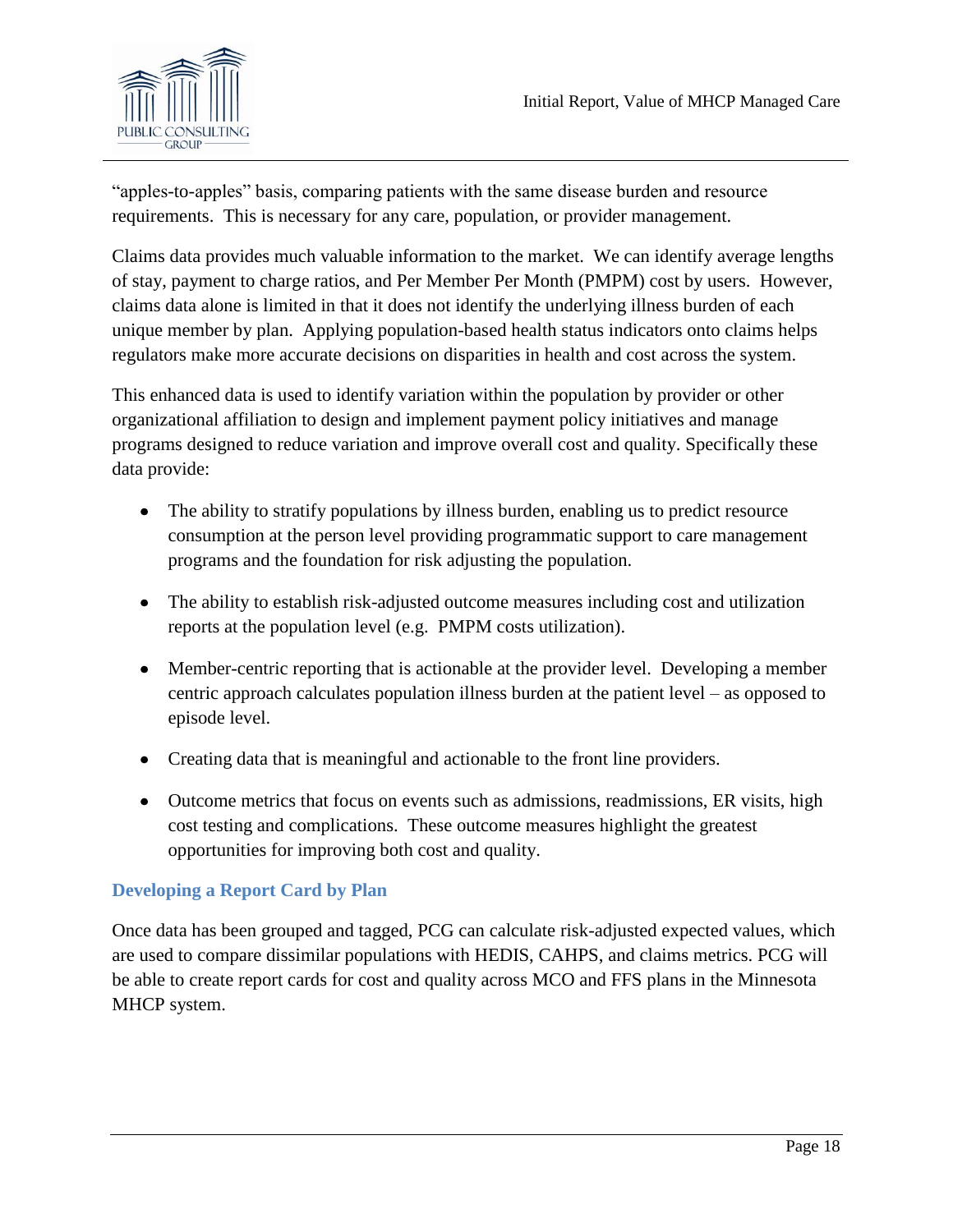"apples-to-apples" basis, comparing patients with the same disease burden and resource requirements. This is necessary for any care, population, or provider management.

Claims data provides much valuable information to the market. We can identify average lengths of stay, payment to charge ratios, and Per Member Per Month (PMPM) cost by users. However, claims data alone is limited in that it does not identify the underlying illness burden of each unique member by plan. Applying population-based health status indicators onto claims helps regulators make more accurate decisions on disparities in health and cost across the system.

This enhanced data is used to identify variation within the population by provider or other organizational affiliation to design and implement payment policy initiatives and manage programs designed to reduce variation and improve overall cost and quality. Specifically these data provide:

- The ability to stratify populations by illness burden, enabling us to predict resource consumption at the person level providing programmatic support to care management programs and the foundation for risk adjusting the population.
- The ability to establish risk-adjusted outcome measures including cost and utilization reports at the population level (e.g. PMPM costs utilization).
- Member-centric reporting that is actionable at the provider level. Developing a member centric approach calculates population illness burden at the patient level – as opposed to episode level.
- Creating data that is meaningful and actionable to the front line providers.
- Outcome metrics that focus on events such as admissions, readmissions, ER visits, high cost testing and complications. These outcome measures highlight the greatest opportunities for improving both cost and quality.

### Developing a Report Card by Plan

Once data has been grouped and tagged, PCG can calculate risk-adjusted expected values, which are used to compare dissimilar populations with HEDIS, CAHPS, and claims metrics. PCG will be able to create report cards for cost and quality across MCO and FFS plans in the Minnesota MHCP system.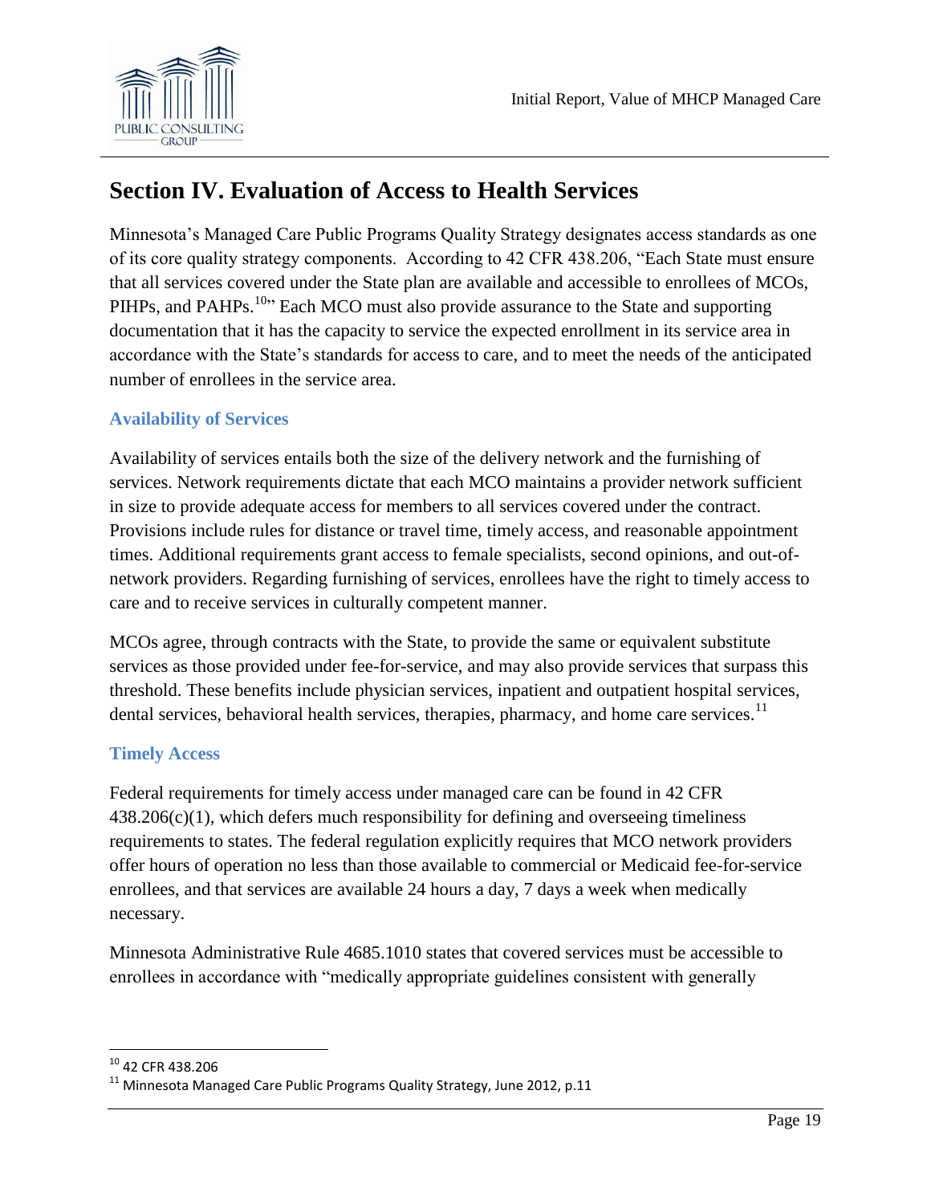## Section IV. Evaluation of Access to Health Services

Minnesota's Managed Care Public Programs Quality Strategy designates access standards as one of its core quality strategy components. According to 42 CFR 438.206, "Each State must ensure that all services covered under the State plan are available and accessible to enrollees of MCOs, PIHPs, and PAHPs.[10]" Each MCO must also provide assurance to the State and supporting documentation that it has the capacity to service the expected enrollment in its service area in accordance with the State's standards for access to care, and to meet the needs of the anticipated number of enrollees in the service area.

### Availability of Services

Availability of services entails both the size of the delivery network and the furnishing of services. Network requirements dictate that each MCO maintains a provider network sufficient in size to provide adequate access for members to all services covered under the contract. Provisions include rules for distance or travel time, timely access, and reasonable appointment times. Additional requirements grant access to female specialists, second opinions, and out-of-network providers. Regarding furnishing of services, enrollees have the right to timely access to care and to receive services in culturally competent manner.

MCOs agree, through contracts with the State, to provide the same or equivalent substitute services as those provided under fee-for-service, and may also provide services that surpass this threshold. These benefits include physician services, inpatient and outpatient hospital services, dental services, behavioral health services, therapies, pharmacy, and home care services.[11]

### Timely Access

Federal requirements for timely access under managed care can be found in 42 CFR 438.206(c)(1), which defers much responsibility for defining and overseeing timeliness requirements to states. The federal regulation explicitly requires that MCO network providers offer hours of operation no less than those available to commercial or Medicaid fee-for-service enrollees, and that services are available 24 hours a day, 7 days a week when medically necessary.

Minnesota Administrative Rule 4685.1010 states that covered services must be accessible to enrollees in accordance with "medically appropriate guidelines consistent with generally

---

[10] 42 CFR 438.206

[11] Minnesota Managed Care Public Programs Quality Strategy, June 2012, p.11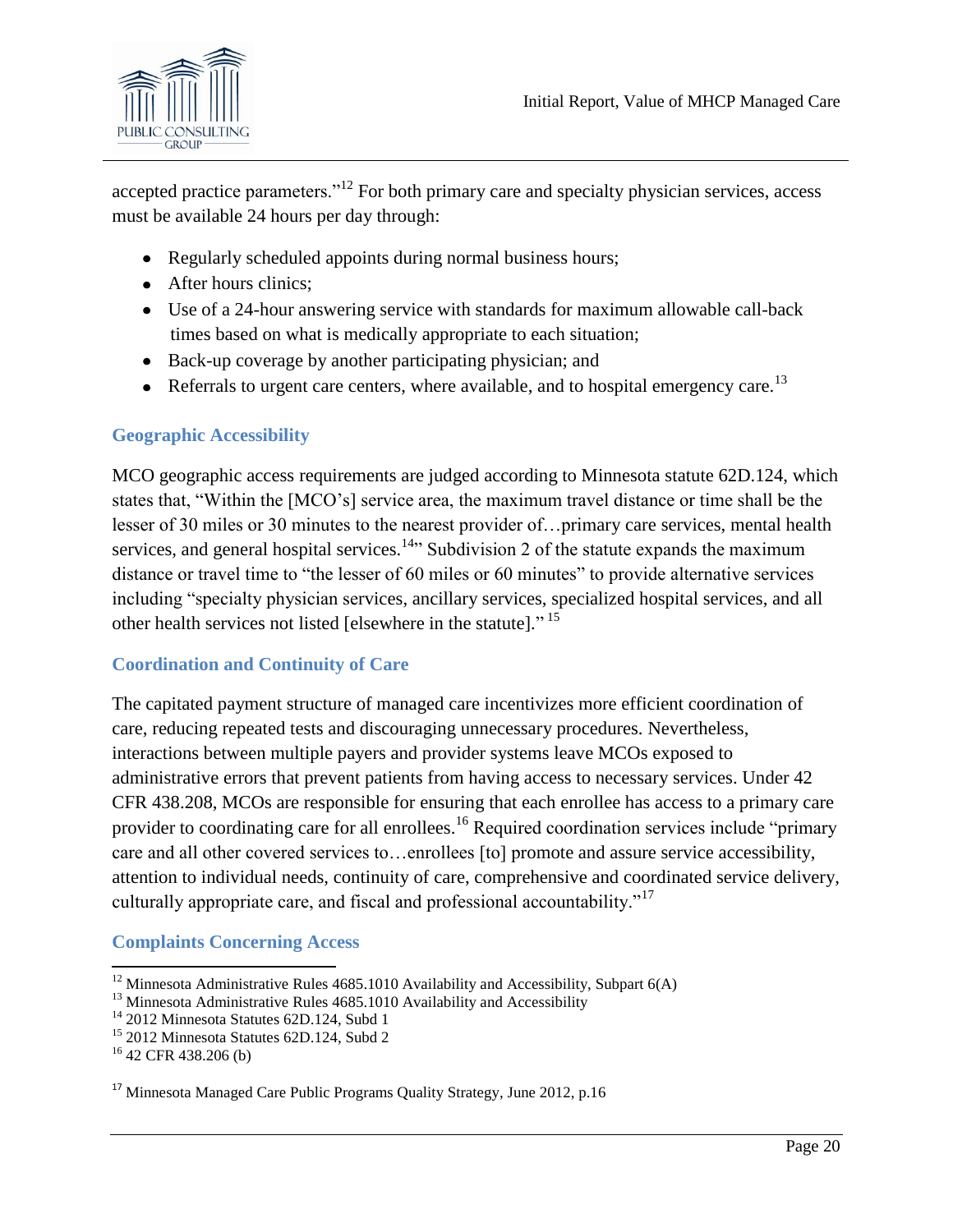accepted practice parameters."[12] For both primary care and specialty physician services, access must be available 24 hours per day through:

- Regularly scheduled appoints during normal business hours;
- After hours clinics;
- Use of a 24-hour answering service with standards for maximum allowable call-back times based on what is medically appropriate to each situation;
- Back-up coverage by another participating physician; and
- Referrals to urgent care centers, where available, and to hospital emergency care.[13]

### Geographic Accessibility

MCO geographic access requirements are judged according to Minnesota statute 62D.124, which states that, "Within the [MCO's] service area, the maximum travel distance or time shall be the lesser of 30 miles or 30 minutes to the nearest provider of…primary care services, mental health services, and general hospital services.[14]" Subdivision 2 of the statute expands the maximum distance or travel time to "the lesser of 60 miles or 60 minutes" to provide alternative services including "specialty physician services, ancillary services, specialized hospital services, and all other health services not listed [elsewhere in the statute]." [15]

### Coordination and Continuity of Care

The capitated payment structure of managed care incentivizes more efficient coordination of care, reducing repeated tests and discouraging unnecessary procedures. Nevertheless, interactions between multiple payers and provider systems leave MCOs exposed to administrative errors that prevent patients from having access to necessary services. Under 42 CFR 438.208, MCOs are responsible for ensuring that each enrollee has access to a primary care provider to coordinating care for all enrollees.[16] Required coordination services include "primary care and all other covered services to…enrollees [to] promote and assure service accessibility, attention to individual needs, continuity of care, comprehensive and coordinated service delivery, culturally appropriate care, and fiscal and professional accountability."[17]

### Complaints Concerning Access

---

[12] Minnesota Administrative Rules 4685.1010 Availability and Accessibility, Subpart 6(A)

[13] Minnesota Administrative Rules 4685.1010 Availability and Accessibility

[14] 2012 Minnesota Statutes 62D.124, Subd 1

[15] 2012 Minnesota Statutes 62D.124, Subd 2

[16] 42 CFR 438.206 (b)

[17] Minnesota Managed Care Public Programs Quality Strategy, June 2012, p.16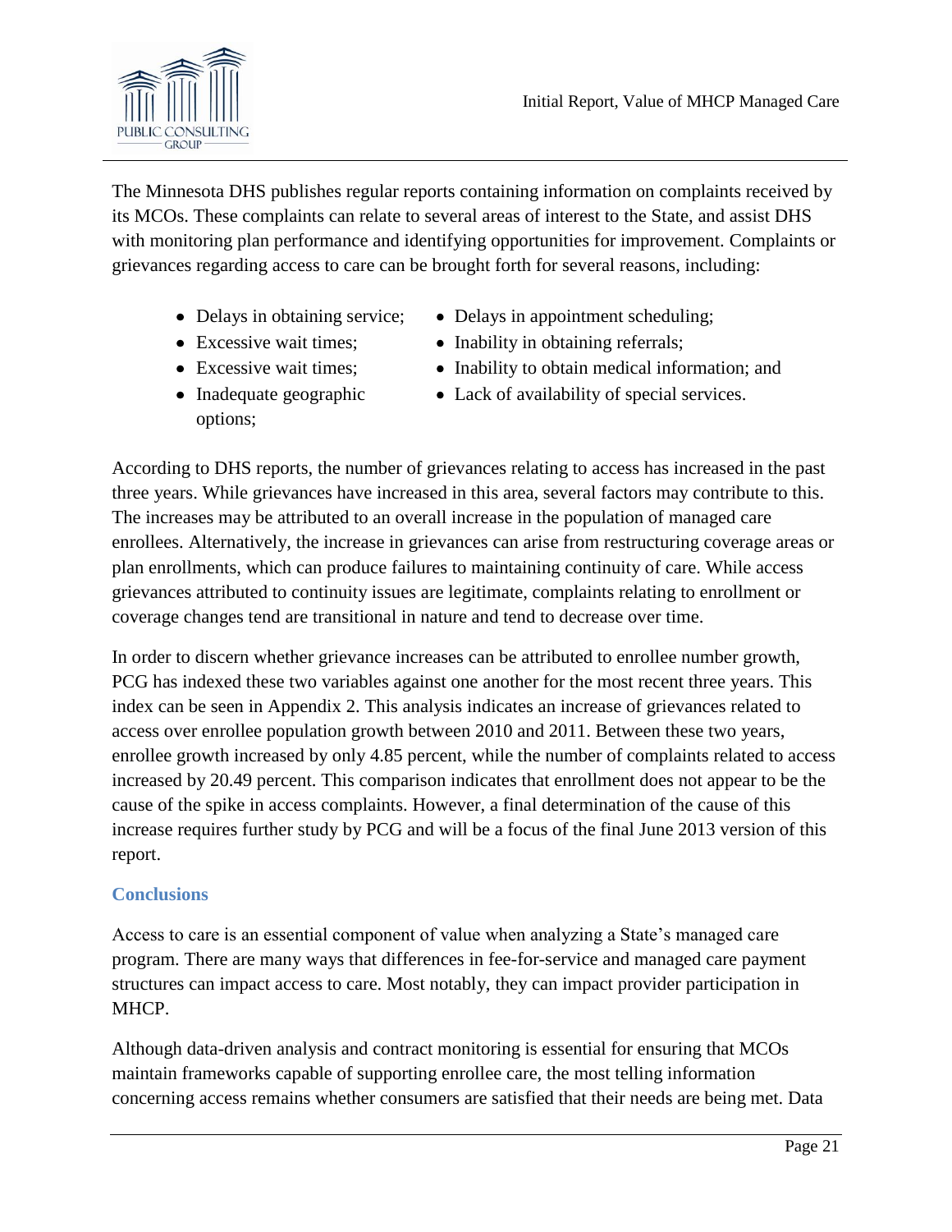The Minnesota DHS publishes regular reports containing information on complaints received by its MCOs. These complaints can relate to several areas of interest to the State, and assist DHS with monitoring plan performance and identifying opportunities for improvement. Complaints or grievances regarding access to care can be brought forth for several reasons, including:

- Delays in obtaining service;
- Excessive wait times;
- Excessive wait times;
- Inadequate geographic options;
- Delays in appointment scheduling;
- Inability in obtaining referrals;
- Inability to obtain medical information; and
- Lack of availability of special services.

According to DHS reports, the number of grievances relating to access has increased in the past three years. While grievances have increased in this area, several factors may contribute to this. The increases may be attributed to an overall increase in the population of managed care enrollees. Alternatively, the increase in grievances can arise from restructuring coverage areas or plan enrollments, which can produce failures to maintaining continuity of care. While access grievances attributed to continuity issues are legitimate, complaints relating to enrollment or coverage changes tend are transitional in nature and tend to decrease over time.

In order to discern whether grievance increases can be attributed to enrollee number growth, PCG has indexed these two variables against one another for the most recent three years. This index can be seen in Appendix 2. This analysis indicates an increase of grievances related to access over enrollee population growth between 2010 and 2011. Between these two years, enrollee growth increased by only 4.85 percent, while the number of complaints related to access increased by 20.49 percent. This comparison indicates that enrollment does not appear to be the cause of the spike in access complaints. However, a final determination of the cause of this increase requires further study by PCG and will be a focus of the final June 2013 version of this report.

### Conclusions

Access to care is an essential component of value when analyzing a State's managed care program. There are many ways that differences in fee-for-service and managed care payment structures can impact access to care. Most notably, they can impact provider participation in MHCP.

Although data-driven analysis and contract monitoring is essential for ensuring that MCOs maintain frameworks capable of supporting enrollee care, the most telling information concerning access remains whether consumers are satisfied that their needs are being met. Data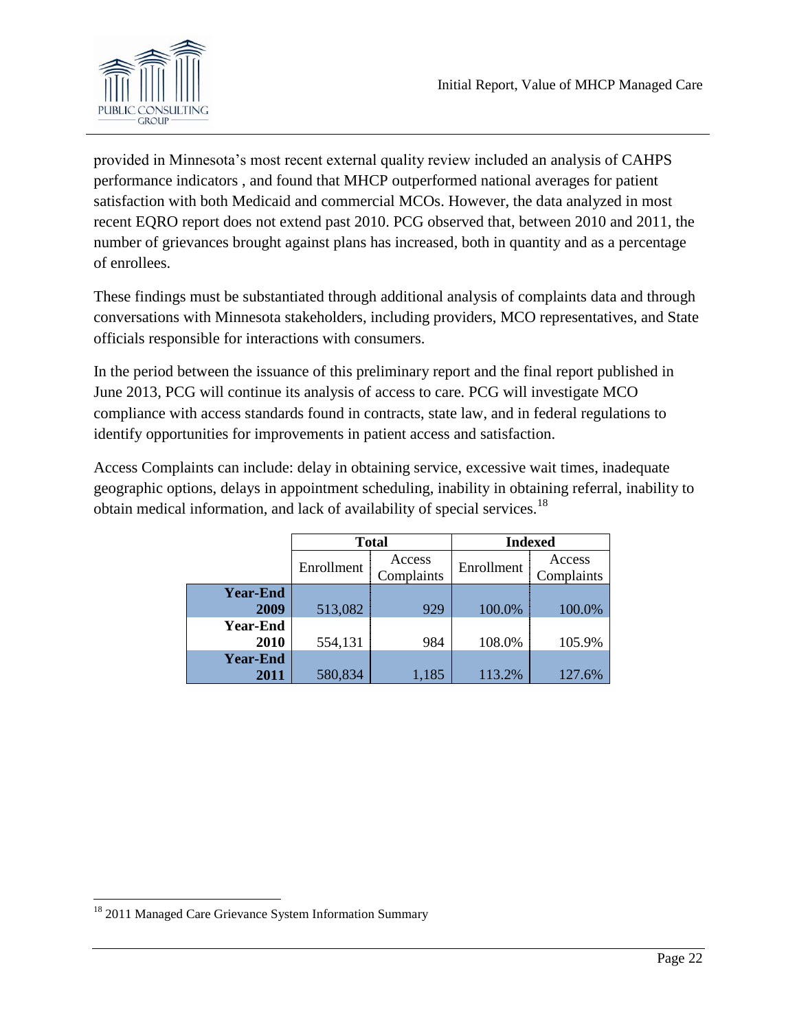provided in Minnesota's most recent external quality review included an analysis of CAHPS performance indicators , and found that MHCP outperformed national averages for patient satisfaction with both Medicaid and commercial MCOs. However, the data analyzed in most recent EQRO report does not extend past 2010. PCG observed that, between 2010 and 2011, the number of grievances brought against plans has increased, both in quantity and as a percentage of enrollees.

These findings must be substantiated through additional analysis of complaints data and through conversations with Minnesota stakeholders, including providers, MCO representatives, and State officials responsible for interactions with consumers.

In the period between the issuance of this preliminary report and the final report published in June 2013, PCG will continue its analysis of access to care. PCG will investigate MCO compliance with access standards found in contracts, state law, and in federal regulations to identify opportunities for improvements in patient access and satisfaction.

Access Complaints can include: delay in obtaining service, excessive wait times, inadequate geographic options, delays in appointment scheduling, inability in obtaining referral, inability to obtain medical information, and lack of availability of special services.[18]

| | Total | | Indexed | |
|---|---|---|---|---|
| | Enrollment | Access Complaints | Enrollment | Access Complaints |
| **Year-End 2009** | 513,082 | 929 | 100.0% | 100.0% |
| **Year-End 2010** | 554,131 | 984 | 108.0% | 105.9% |
| **Year-End 2011** | 580,834 | 1,185 | 113.2% | 127.6% |

[18] 2011 Managed Care Grievance System Information Summary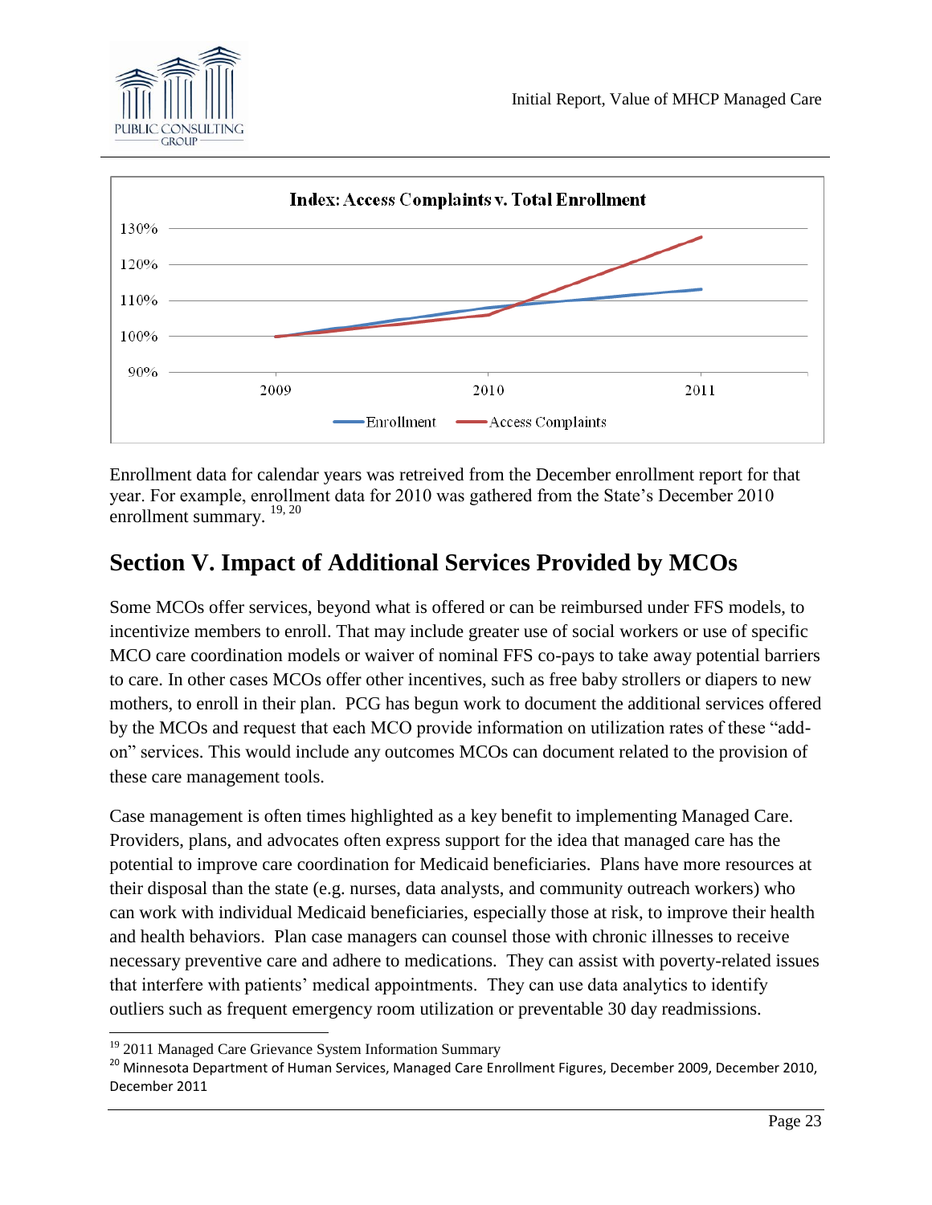**Index: Access Complaints v. Total Enrollment**

Enrollment data for calendar years was retreived from the December enrollment report for that year. For example, enrollment data for 2010 was gathered from the State's December 2010 enrollment summary. [19, 20]

## Section V. Impact of Additional Services Provided by MCOs

Some MCOs offer services, beyond what is offered or can be reimbursed under FFS models, to incentivize members to enroll. That may include greater use of social workers or use of specific MCO care coordination models or waiver of nominal FFS co-pays to take away potential barriers to care. In other cases MCOs offer other incentives, such as free baby strollers or diapers to new mothers, to enroll in their plan. PCG has begun work to document the additional services offered by the MCOs and request that each MCO provide information on utilization rates of these "add-on" services. This would include any outcomes MCOs can document related to the provision of these care management tools.

Case management is often times highlighted as a key benefit to implementing Managed Care. Providers, plans, and advocates often express support for the idea that managed care has the potential to improve care coordination for Medicaid beneficiaries. Plans have more resources at their disposal than the state (e.g. nurses, data analysts, and community outreach workers) who can work with individual Medicaid beneficiaries, especially those at risk, to improve their health and health behaviors. Plan case managers can counsel those with chronic illnesses to receive necessary preventive care and adhere to medications. They can assist with poverty-related issues that interfere with patients' medical appointments. They can use data analytics to identify outliers such as frequent emergency room utilization or preventable 30 day readmissions.

---

[19] 2011 Managed Care Grievance System Information Summary

[20] Minnesota Department of Human Services, Managed Care Enrollment Figures, December 2009, December 2010, December 2011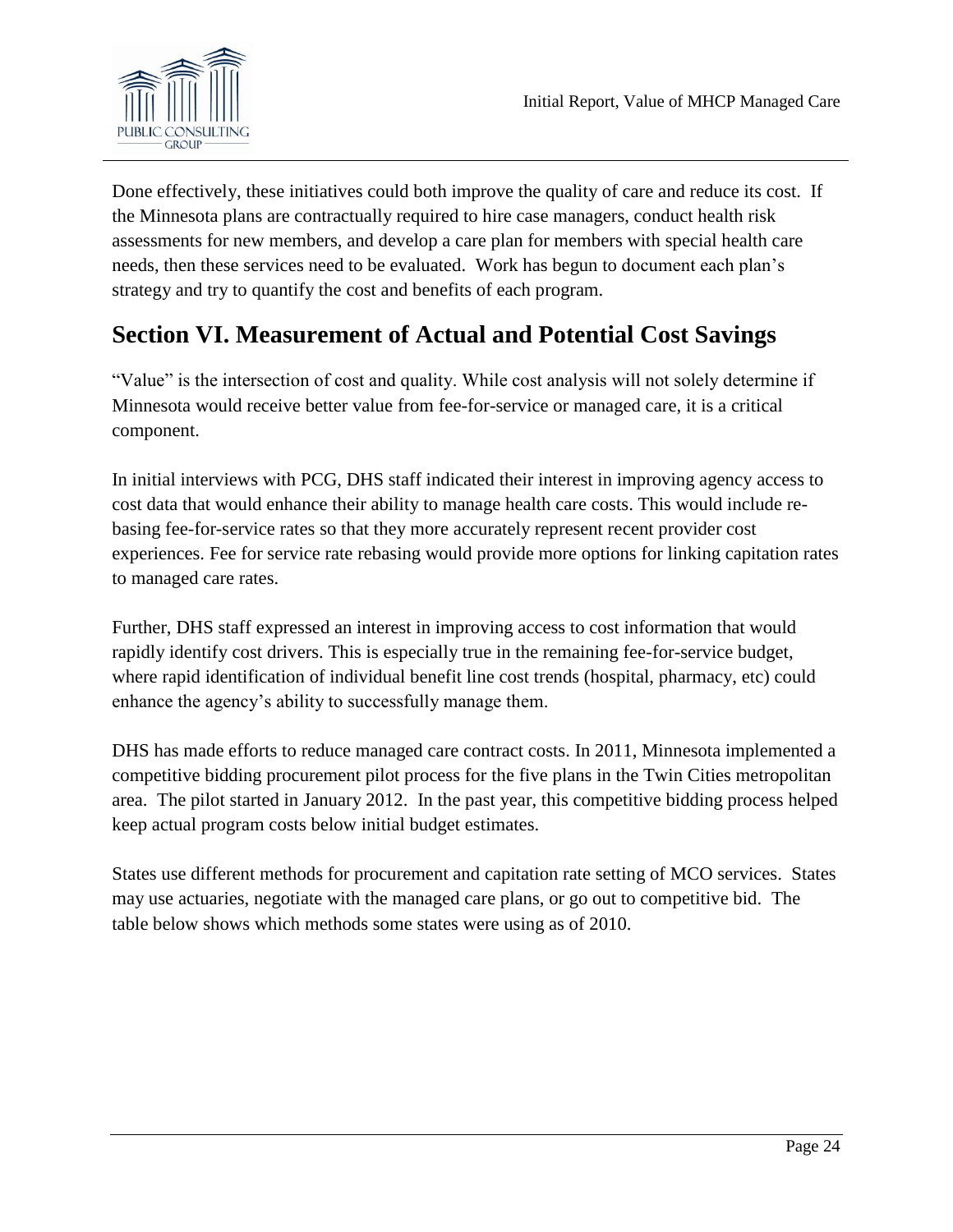Done effectively, these initiatives could both improve the quality of care and reduce its cost. If the Minnesota plans are contractually required to hire case managers, conduct health risk assessments for new members, and develop a care plan for members with special health care needs, then these services need to be evaluated. Work has begun to document each plan's strategy and try to quantify the cost and benefits of each program.

## Section VI. Measurement of Actual and Potential Cost Savings

"Value" is the intersection of cost and quality. While cost analysis will not solely determine if Minnesota would receive better value from fee-for-service or managed care, it is a critical component.

In initial interviews with PCG, DHS staff indicated their interest in improving agency access to cost data that would enhance their ability to manage health care costs. This would include re-basing fee-for-service rates so that they more accurately represent recent provider cost experiences. Fee for service rate rebasing would provide more options for linking capitation rates to managed care rates.

Further, DHS staff expressed an interest in improving access to cost information that would rapidly identify cost drivers. This is especially true in the remaining fee-for-service budget, where rapid identification of individual benefit line cost trends (hospital, pharmacy, etc) could enhance the agency's ability to successfully manage them.

DHS has made efforts to reduce managed care contract costs. In 2011, Minnesota implemented a competitive bidding procurement pilot process for the five plans in the Twin Cities metropolitan area. The pilot started in January 2012. In the past year, this competitive bidding process helped keep actual program costs below initial budget estimates.

States use different methods for procurement and capitation rate setting of MCO services. States may use actuaries, negotiate with the managed care plans, or go out to competitive bid. The table below shows which methods some states were using as of 2010.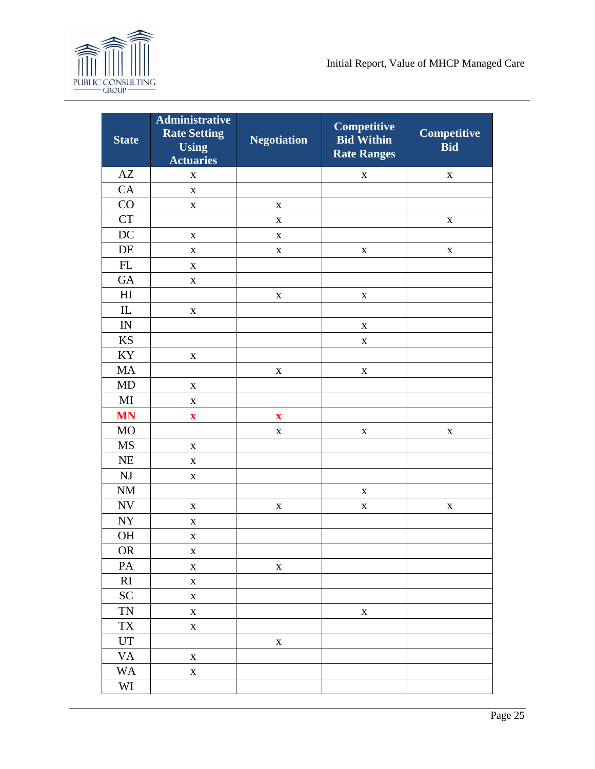| State | Administrative Rate Setting Using Actuaries | Negotiation | Competitive Bid Within Rate Ranges | Competitive Bid |
|---|---|---|---|---|
| AZ | x | | x | x |
| CA | x | | | |
| CO | x | x | | |
| CT | | x | | x |
| DC | x | x | | |
| DE | x | x | x | x |
| FL | x | | | |
| GA | x | | | |
| HI | | x | x | |
| IL | x | | | |
| IN | | | x | |
| KS | | | x | |
| KY | x | | | |
| MA | | x | x | |
| MD | x | | | |
| MI | x | | | |
| **MN** | **x** | **x** | | |
| MO | | x | x | x |
| MS | x | | | |
| NE | x | | | |
| NJ | x | | | |
| NM | | | x | |
| NV | x | x | x | x |
| NY | x | | | |
| OH | x | | | |
| OR | x | | | |
| PA | x | x | | |
| RI | x | | | |
| SC | x | | | |
| TN | x | | x | |
| TX | x | | | |
| UT | | x | | |
| VA | x | | | |
| WA | x | | | |
| WI | | | | |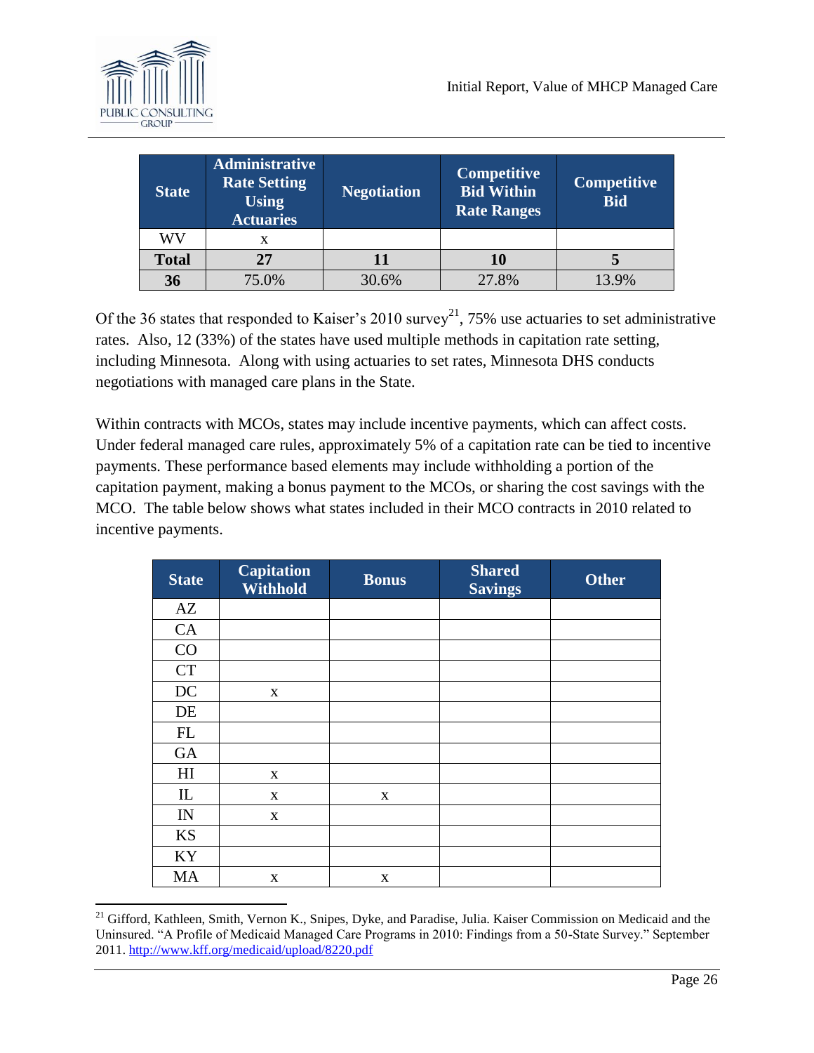| State | Administrative Rate Setting Using Actuaries | Negotiation | Competitive Bid Within Rate Ranges | Competitive Bid |
|---|---|---|---|---|
| WV | x | | | |
| **Total** | **27** | **11** | **10** | **5** |
| **36** | 75.0% | 30.6% | 27.8% | 13.9% |

Of the 36 states that responded to Kaiser's 2010 survey[21], 75% use actuaries to set administrative rates. Also, 12 (33%) of the states have used multiple methods in capitation rate setting, including Minnesota. Along with using actuaries to set rates, Minnesota DHS conducts negotiations with managed care plans in the State.

Within contracts with MCOs, states may include incentive payments, which can affect costs. Under federal managed care rules, approximately 5% of a capitation rate can be tied to incentive payments. These performance based elements may include withholding a portion of the capitation payment, making a bonus payment to the MCOs, or sharing the cost savings with the MCO. The table below shows what states included in their MCO contracts in 2010 related to incentive payments.

| State | Capitation Withhold | Bonus | Shared Savings | Other |
|---|---|---|---|---|
| AZ | | | | |
| CA | | | | |
| CO | | | | |
| CT | | | | |
| DC | x | | | |
| DE | | | | |
| FL | | | | |
| GA | | | | |
| HI | x | | | |
| IL | x | x | | |
| IN | x | | | |
| KS | | | | |
| KY | | | | |
| MA | x | x | | |

[21] Gifford, Kathleen, Smith, Vernon K., Snipes, Dyke, and Paradise, Julia. Kaiser Commission on Medicaid and the Uninsured. "A Profile of Medicaid Managed Care Programs in 2010: Findings from a 50-State Survey." September 2011. http://www.kff.org/medicaid/upload/8220.pdf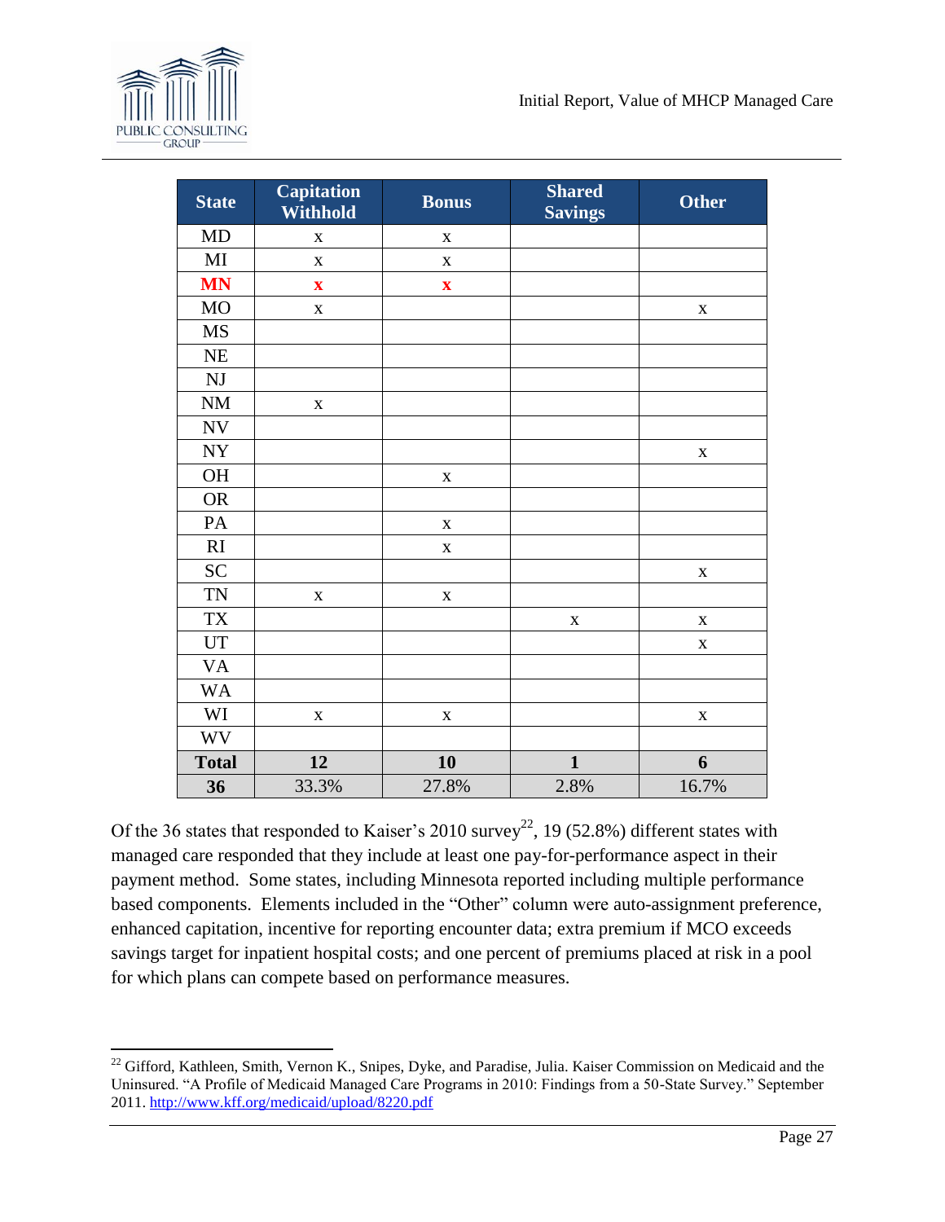| State | Capitation Withhold | Bonus | Shared Savings | Other |
|---|---|---|---|---|
| MD | x | x | | |
| MI | x | x | | |
| **MN** | **x** | **x** | | |
| MO | x | | | x |
| MS | | | | |
| NE | | | | |
| NJ | | | | |
| NM | x | | | |
| NV | | | | |
| NY | | | | x |
| OH | | x | | |
| OR | | | | |
| PA | | x | | |
| RI | | x | | |
| SC | | | | x |
| TN | x | x | | |
| TX | | | x | x |
| UT | | | | x |
| VA | | | | |
| WA | | | | |
| WI | x | x | | x |
| WV | | | | |
| **Total** | **12** | **10** | **1** | **6** |
| **36** | 33.3% | 27.8% | 2.8% | 16.7% |

Of the 36 states that responded to Kaiser's 2010 survey[22], 19 (52.8%) different states with managed care responded that they include at least one pay-for-performance aspect in their payment method. Some states, including Minnesota reported including multiple performance based components. Elements included in the "Other" column were auto-assignment preference, enhanced capitation, incentive for reporting encounter data; extra premium if MCO exceeds savings target for inpatient hospital costs; and one percent of premiums placed at risk in a pool for which plans can compete based on performance measures.

[22] Gifford, Kathleen, Smith, Vernon K., Snipes, Dyke, and Paradise, Julia. Kaiser Commission on Medicaid and the Uninsured. "A Profile of Medicaid Managed Care Programs in 2010: Findings from a 50-State Survey." September 2011. http://www.kff.org/medicaid/upload/8220.pdf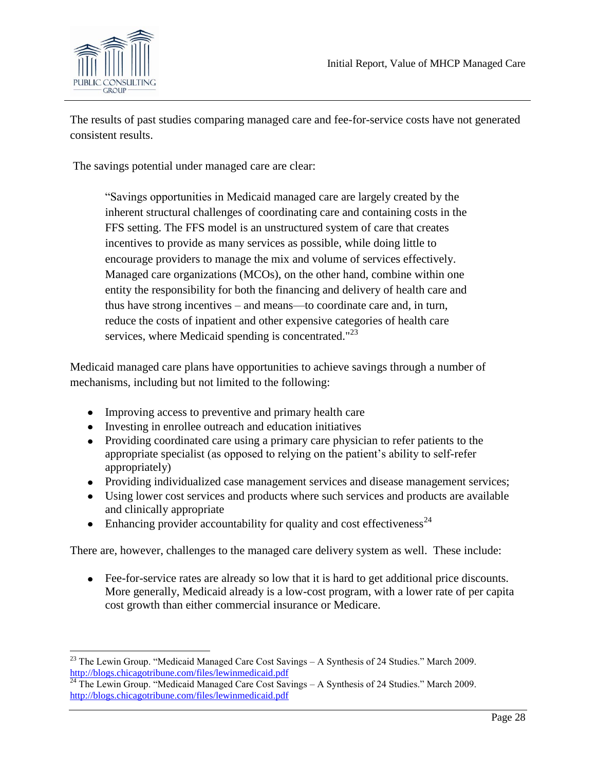The results of past studies comparing managed care and fee-for-service costs have not generated consistent results.

The savings potential under managed care are clear:

> "Savings opportunities in Medicaid managed care are largely created by the inherent structural challenges of coordinating care and containing costs in the FFS setting. The FFS model is an unstructured system of care that creates incentives to provide as many services as possible, while doing little to encourage providers to manage the mix and volume of services effectively. Managed care organizations (MCOs), on the other hand, combine within one entity the responsibility for both the financing and delivery of health care and thus have strong incentives – and means—to coordinate care and, in turn, reduce the costs of inpatient and other expensive categories of health care services, where Medicaid spending is concentrated."[23]

Medicaid managed care plans have opportunities to achieve savings through a number of mechanisms, including but not limited to the following:

- Improving access to preventive and primary health care
- Investing in enrollee outreach and education initiatives
- Providing coordinated care using a primary care physician to refer patients to the appropriate specialist (as opposed to relying on the patient's ability to self-refer appropriately)
- Providing individualized case management services and disease management services;
- Using lower cost services and products where such services and products are available and clinically appropriate
- Enhancing provider accountability for quality and cost effectiveness[24]

There are, however, challenges to the managed care delivery system as well. These include:

- Fee-for-service rates are already so low that it is hard to get additional price discounts. More generally, Medicaid already is a low-cost program, with a lower rate of per capita cost growth than either commercial insurance or Medicare.

---

[23] The Lewin Group. "Medicaid Managed Care Cost Savings – A Synthesis of 24 Studies." March 2009. http://blogs.chicagotribune.com/files/lewinmedicaid.pdf

[24] The Lewin Group. "Medicaid Managed Care Cost Savings – A Synthesis of 24 Studies." March 2009. http://blogs.chicagotribune.com/files/lewinmedicaid.pdf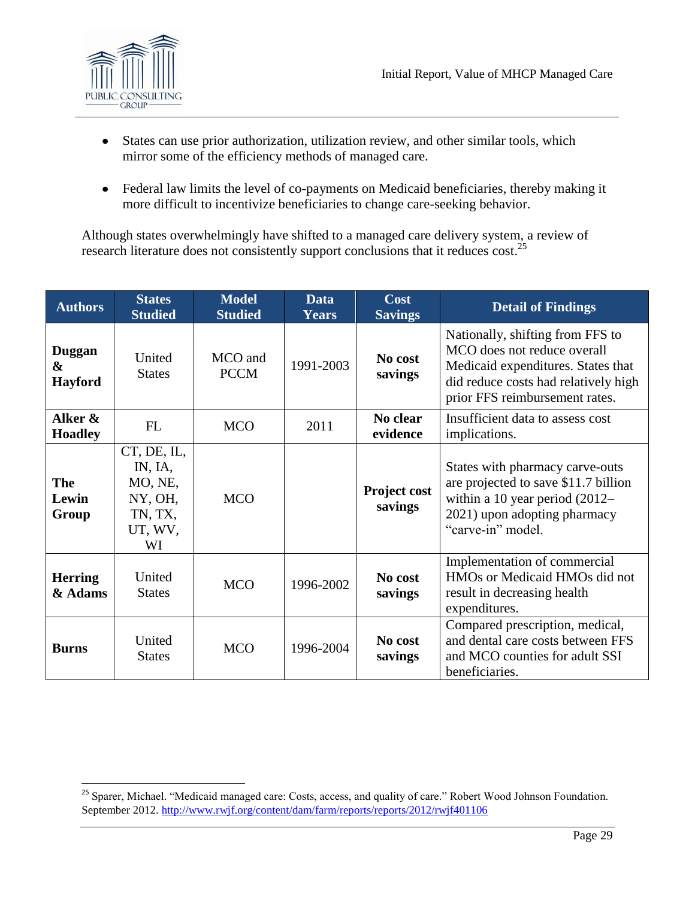- States can use prior authorization, utilization review, and other similar tools, which mirror some of the efficiency methods of managed care.

- Federal law limits the level of co-payments on Medicaid beneficiaries, thereby making it more difficult to incentivize beneficiaries to change care-seeking behavior.

Although states overwhelmingly have shifted to a managed care delivery system, a review of research literature does not consistently support conclusions that it reduces cost.[25]

| Authors | States Studied | Model Studied | Data Years | Cost Savings | Detail of Findings |
|---|---|---|---|---|---|
| **Duggan & Hayford** | United States | MCO and PCCM | 1991-2003 | **No cost savings** | Nationally, shifting from FFS to MCO does not reduce overall Medicaid expenditures. States that did reduce costs had relatively high prior FFS reimbursement rates. |
| **Alker & Hoadley** | FL | MCO | 2011 | **No clear evidence** | Insufficient data to assess cost implications. |
| **The Lewin Group** | CT, DE, IL, IN, IA, MO, NE, NY, OH, TN, TX, UT, WV, WI | MCO | | **Project cost savings** | States with pharmacy carve-outs are projected to save $11.7 billion within a 10 year period (2012–2021) upon adopting pharmacy "carve-in" model. |
| **Herring & Adams** | United States | MCO | 1996-2002 | **No cost savings** | Implementation of commercial HMOs or Medicaid HMOs did not result in decreasing health expenditures. |
| **Burns** | United States | MCO | 1996-2004 | **No cost savings** | Compared prescription, medical, and dental care costs between FFS and MCO counties for adult SSI beneficiaries. |

[25] Sparer, Michael. "Medicaid managed care: Costs, access, and quality of care." Robert Wood Johnson Foundation. September 2012. http://www.rwjf.org/content/dam/farm/reports/reports/2012/rwjf401106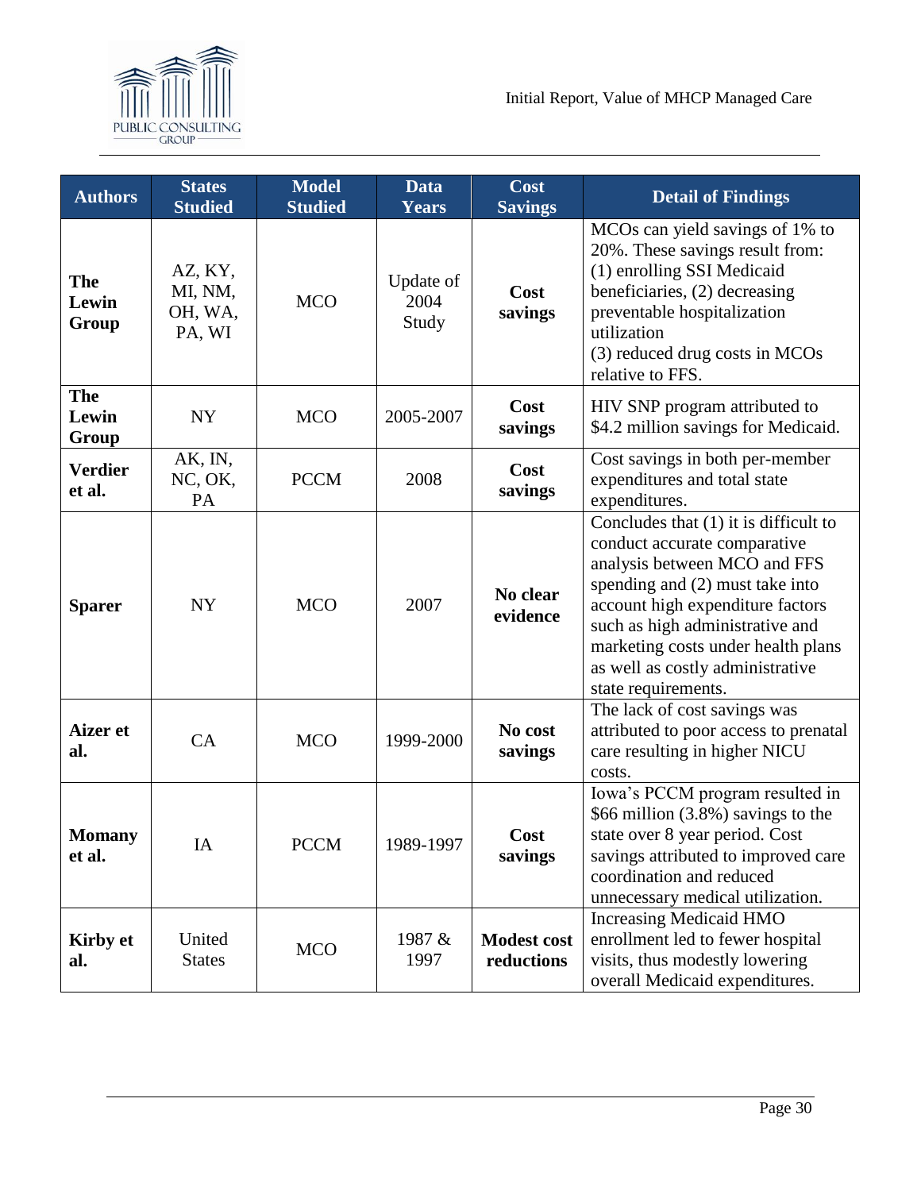| Authors | States Studied | Model Studied | Data Years | Cost Savings | Detail of Findings |
|---|---|---|---|---|---|
| **The Lewin Group** | AZ, KY, MI, NM, OH, WA, PA, WI | MCO | Update of 2004 Study | **Cost savings** | MCOs can yield savings of 1% to 20%. These savings result from: (1) enrolling SSI Medicaid beneficiaries, (2) decreasing preventable hospitalization utilization (3) reduced drug costs in MCOs relative to FFS. |
| **The Lewin Group** | NY | MCO | 2005-2007 | **Cost savings** | HIV SNP program attributed to $4.2 million savings for Medicaid. |
| **Verdier et al.** | AK, IN, NC, OK, PA | PCCM | 2008 | **Cost savings** | Cost savings in both per-member expenditures and total state expenditures. |
| **Sparer** | NY | MCO | 2007 | **No clear evidence** | Concludes that (1) it is difficult to conduct accurate comparative analysis between MCO and FFS spending and (2) must take into account high expenditure factors such as high administrative and marketing costs under health plans as well as costly administrative state requirements. |
| **Aizer et al.** | CA | MCO | 1999-2000 | **No cost savings** | The lack of cost savings was attributed to poor access to prenatal care resulting in higher NICU costs. |
| **Momany et al.** | IA | PCCM | 1989-1997 | **Cost savings** | Iowa's PCCM program resulted in $66 million (3.8%) savings to the state over 8 year period. Cost savings attributed to improved care coordination and reduced unnecessary medical utilization. |
| **Kirby et al.** | United States | MCO | 1987 & 1997 | **Modest cost reductions** | Increasing Medicaid HMO enrollment led to fewer hospital visits, thus modestly lowering overall Medicaid expenditures. |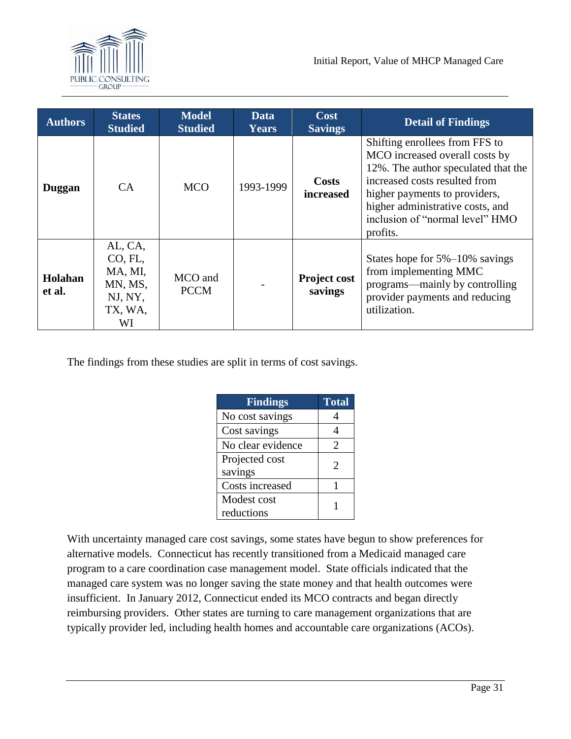| Authors | States Studied | Model Studied | Data Years | Cost Savings | Detail of Findings |
|---|---|---|---|---|---|
| **Duggan** | CA | MCO | 1993-1999 | **Costs increased** | Shifting enrollees from FFS to MCO increased overall costs by 12%. The author speculated that the increased costs resulted from higher payments to providers, higher administrative costs, and inclusion of "normal level" HMO profits. |
| **Holahan et al.** | AL, CA, CO, FL, MA, MI, MN, MS, NJ, NY, TX, WA, WI | MCO and PCCM | - | **Project cost savings** | States hope for 5%–10% savings from implementing MMC programs—mainly by controlling provider payments and reducing utilization. |

The findings from these studies are split in terms of cost savings.

| Findings | Total |
|---|---|
| No cost savings | 4 |
| Cost savings | 4 |
| No clear evidence | 2 |
| Projected cost savings | 2 |
| Costs increased | 1 |
| Modest cost reductions | 1 |

With uncertainty managed care cost savings, some states have begun to show preferences for alternative models. Connecticut has recently transitioned from a Medicaid managed care program to a care coordination case management model. State officials indicated that the managed care system was no longer saving the state money and that health outcomes were insufficient. In January 2012, Connecticut ended its MCO contracts and began directly reimbursing providers. Other states are turning to care management organizations that are typically provider led, including health homes and accountable care organizations (ACOs).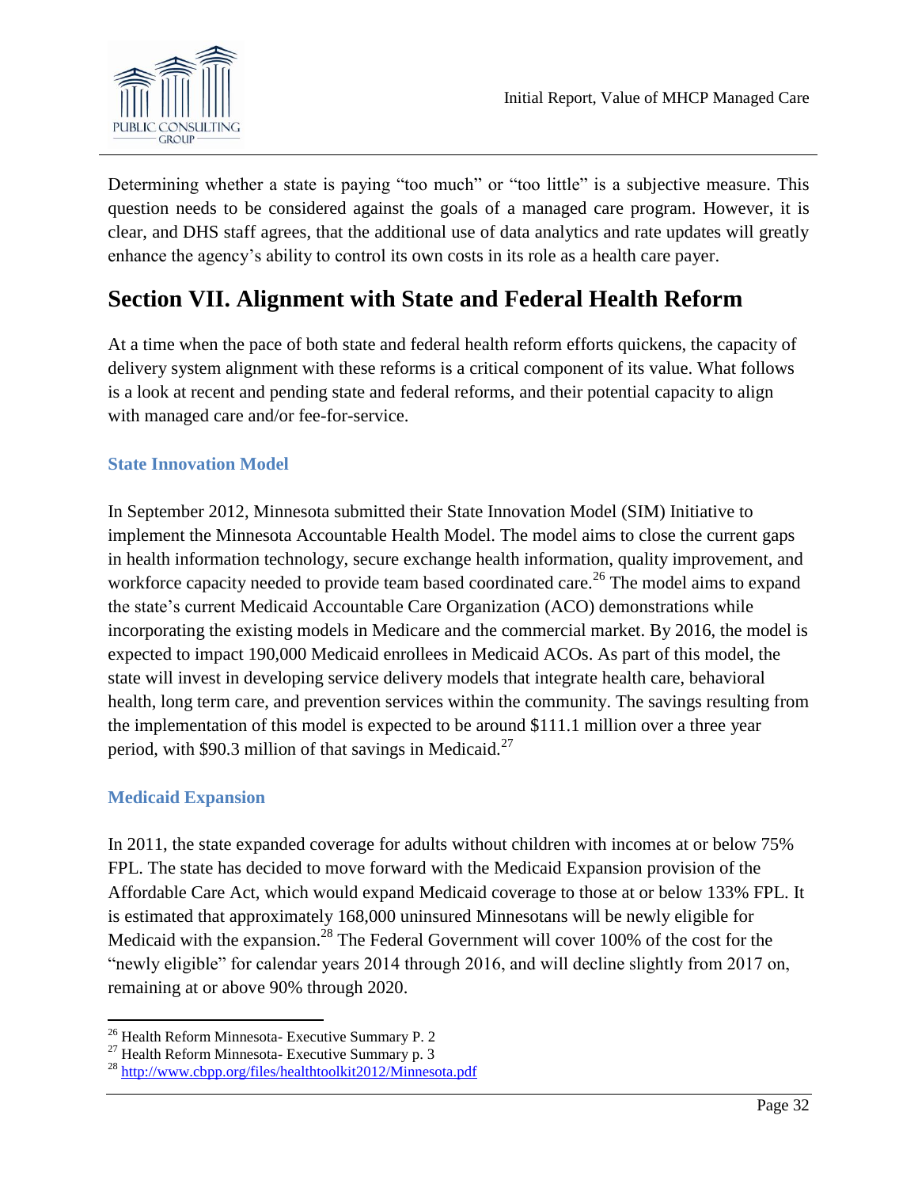Determining whether a state is paying "too much" or "too little" is a subjective measure. This question needs to be considered against the goals of a managed care program. However, it is clear, and DHS staff agrees, that the additional use of data analytics and rate updates will greatly enhance the agency's ability to control its own costs in its role as a health care payer.

# Section VII. Alignment with State and Federal Health Reform

At a time when the pace of both state and federal health reform efforts quickens, the capacity of delivery system alignment with these reforms is a critical component of its value. What follows is a look at recent and pending state and federal reforms, and their potential capacity to align with managed care and/or fee-for-service.

### State Innovation Model

In September 2012, Minnesota submitted their State Innovation Model (SIM) Initiative to implement the Minnesota Accountable Health Model. The model aims to close the current gaps in health information technology, secure exchange health information, quality improvement, and workforce capacity needed to provide team based coordinated care.[26] The model aims to expand the state's current Medicaid Accountable Care Organization (ACO) demonstrations while incorporating the existing models in Medicare and the commercial market. By 2016, the model is expected to impact 190,000 Medicaid enrollees in Medicaid ACOs. As part of this model, the state will invest in developing service delivery models that integrate health care, behavioral health, long term care, and prevention services within the community. The savings resulting from the implementation of this model is expected to be around $111.1 million over a three year period, with $90.3 million of that savings in Medicaid.[27]

### Medicaid Expansion

In 2011, the state expanded coverage for adults without children with incomes at or below 75% FPL. The state has decided to move forward with the Medicaid Expansion provision of the Affordable Care Act, which would expand Medicaid coverage to those at or below 133% FPL. It is estimated that approximately 168,000 uninsured Minnesotans will be newly eligible for Medicaid with the expansion.[28] The Federal Government will cover 100% of the cost for the "newly eligible" for calendar years 2014 through 2016, and will decline slightly from 2017 on, remaining at or above 90% through 2020.

---

[26] Health Reform Minnesota- Executive Summary P. 2

[27] Health Reform Minnesota- Executive Summary p. 3

[28] http://www.cbpp.org/files/healthtoolkit2012/Minnesota.pdf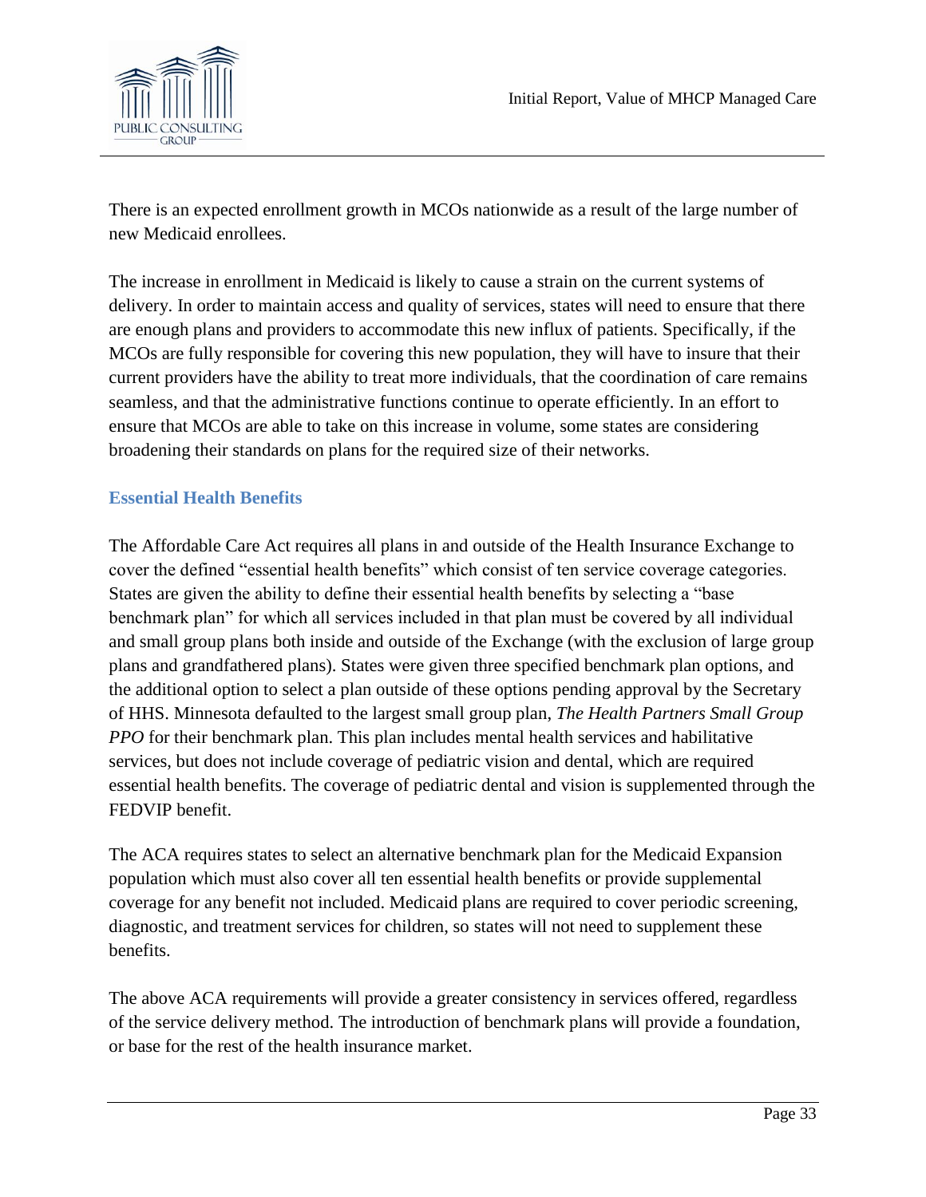There is an expected enrollment growth in MCOs nationwide as a result of the large number of new Medicaid enrollees.

The increase in enrollment in Medicaid is likely to cause a strain on the current systems of delivery. In order to maintain access and quality of services, states will need to ensure that there are enough plans and providers to accommodate this new influx of patients. Specifically, if the MCOs are fully responsible for covering this new population, they will have to insure that their current providers have the ability to treat more individuals, that the coordination of care remains seamless, and that the administrative functions continue to operate efficiently. In an effort to ensure that MCOs are able to take on this increase in volume, some states are considering broadening their standards on plans for the required size of their networks.

### Essential Health Benefits

The Affordable Care Act requires all plans in and outside of the Health Insurance Exchange to cover the defined "essential health benefits" which consist of ten service coverage categories. States are given the ability to define their essential health benefits by selecting a "base benchmark plan" for which all services included in that plan must be covered by all individual and small group plans both inside and outside of the Exchange (with the exclusion of large group plans and grandfathered plans). States were given three specified benchmark plan options, and the additional option to select a plan outside of these options pending approval by the Secretary of HHS. Minnesota defaulted to the largest small group plan, *The Health Partners Small Group PPO* for their benchmark plan. This plan includes mental health services and habilitative services, but does not include coverage of pediatric vision and dental, which are required essential health benefits. The coverage of pediatric dental and vision is supplemented through the FEDVIP benefit.

The ACA requires states to select an alternative benchmark plan for the Medicaid Expansion population which must also cover all ten essential health benefits or provide supplemental coverage for any benefit not included. Medicaid plans are required to cover periodic screening, diagnostic, and treatment services for children, so states will not need to supplement these benefits.

The above ACA requirements will provide a greater consistency in services offered, regardless of the service delivery method. The introduction of benchmark plans will provide a foundation, or base for the rest of the health insurance market.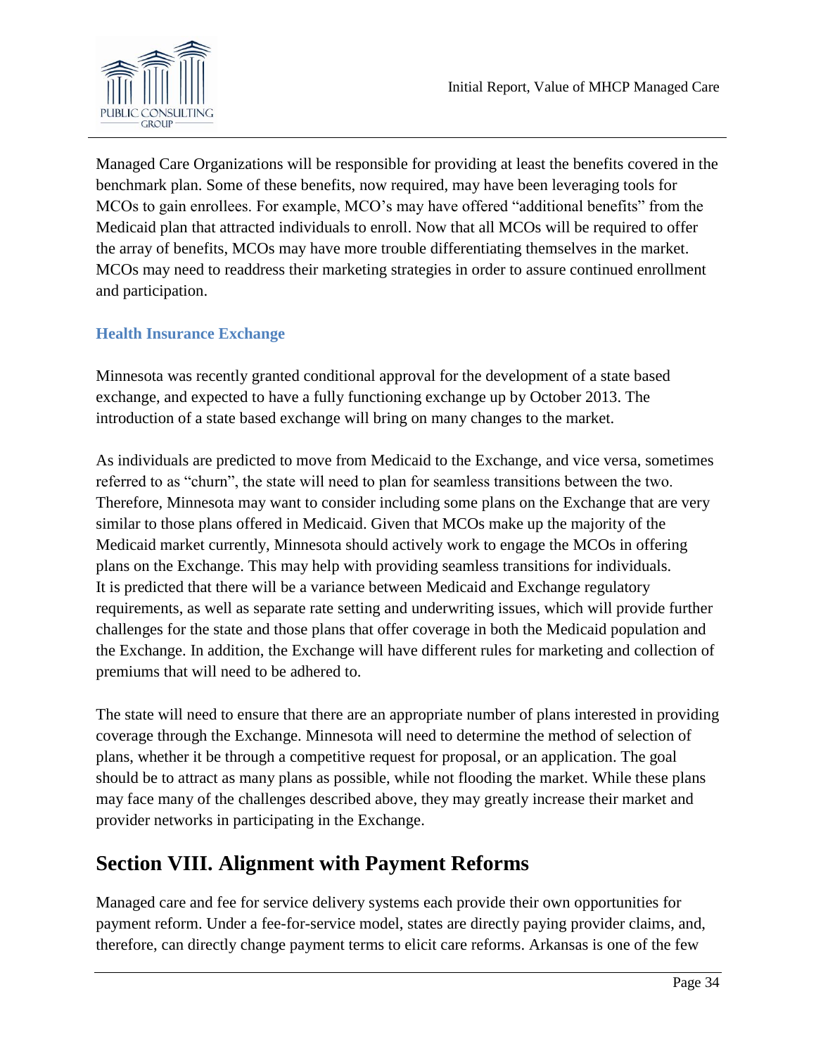Managed Care Organizations will be responsible for providing at least the benefits covered in the benchmark plan. Some of these benefits, now required, may have been leveraging tools for MCOs to gain enrollees. For example, MCO's may have offered "additional benefits" from the Medicaid plan that attracted individuals to enroll. Now that all MCOs will be required to offer the array of benefits, MCOs may have more trouble differentiating themselves in the market. MCOs may need to readdress their marketing strategies in order to assure continued enrollment and participation.

### Health Insurance Exchange

Minnesota was recently granted conditional approval for the development of a state based exchange, and expected to have a fully functioning exchange up by October 2013. The introduction of a state based exchange will bring on many changes to the market.

As individuals are predicted to move from Medicaid to the Exchange, and vice versa, sometimes referred to as "churn", the state will need to plan for seamless transitions between the two. Therefore, Minnesota may want to consider including some plans on the Exchange that are very similar to those plans offered in Medicaid. Given that MCOs make up the majority of the Medicaid market currently, Minnesota should actively work to engage the MCOs in offering plans on the Exchange. This may help with providing seamless transitions for individuals. It is predicted that there will be a variance between Medicaid and Exchange regulatory requirements, as well as separate rate setting and underwriting issues, which will provide further challenges for the state and those plans that offer coverage in both the Medicaid population and the Exchange. In addition, the Exchange will have different rules for marketing and collection of premiums that will need to be adhered to.

The state will need to ensure that there are an appropriate number of plans interested in providing coverage through the Exchange. Minnesota will need to determine the method of selection of plans, whether it be through a competitive request for proposal, or an application. The goal should be to attract as many plans as possible, while not flooding the market. While these plans may face many of the challenges described above, they may greatly increase their market and provider networks in participating in the Exchange.

## Section VIII. Alignment with Payment Reforms

Managed care and fee for service delivery systems each provide their own opportunities for payment reform. Under a fee-for-service model, states are directly paying provider claims, and, therefore, can directly change payment terms to elicit care reforms. Arkansas is one of the few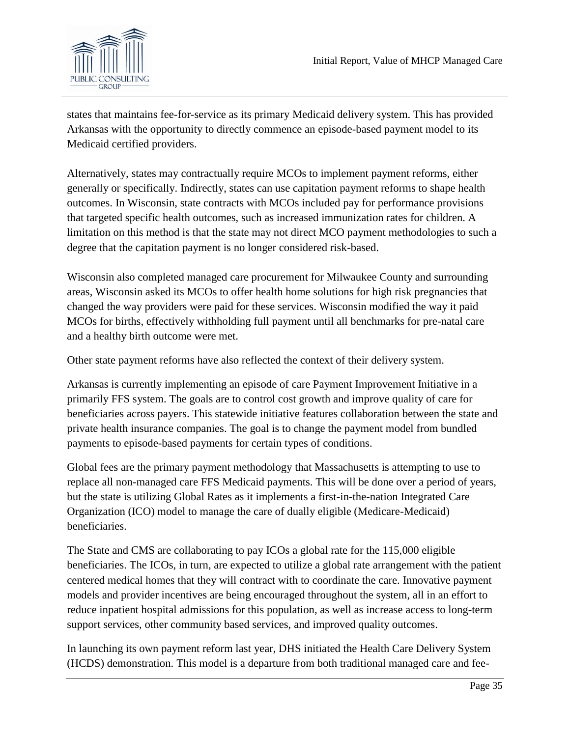states that maintains fee-for-service as its primary Medicaid delivery system. This has provided Arkansas with the opportunity to directly commence an episode-based payment model to its Medicaid certified providers.

Alternatively, states may contractually require MCOs to implement payment reforms, either generally or specifically. Indirectly, states can use capitation payment reforms to shape health outcomes. In Wisconsin, state contracts with MCOs included pay for performance provisions that targeted specific health outcomes, such as increased immunization rates for children. A limitation on this method is that the state may not direct MCO payment methodologies to such a degree that the capitation payment is no longer considered risk-based.

Wisconsin also completed managed care procurement for Milwaukee County and surrounding areas, Wisconsin asked its MCOs to offer health home solutions for high risk pregnancies that changed the way providers were paid for these services. Wisconsin modified the way it paid MCOs for births, effectively withholding full payment until all benchmarks for pre-natal care and a healthy birth outcome were met.

Other state payment reforms have also reflected the context of their delivery system.

Arkansas is currently implementing an episode of care Payment Improvement Initiative in a primarily FFS system. The goals are to control cost growth and improve quality of care for beneficiaries across payers. This statewide initiative features collaboration between the state and private health insurance companies. The goal is to change the payment model from bundled payments to episode-based payments for certain types of conditions.

Global fees are the primary payment methodology that Massachusetts is attempting to use to replace all non-managed care FFS Medicaid payments. This will be done over a period of years, but the state is utilizing Global Rates as it implements a first-in-the-nation Integrated Care Organization (ICO) model to manage the care of dually eligible (Medicare-Medicaid) beneficiaries.

The State and CMS are collaborating to pay ICOs a global rate for the 115,000 eligible beneficiaries. The ICOs, in turn, are expected to utilize a global rate arrangement with the patient centered medical homes that they will contract with to coordinate the care. Innovative payment models and provider incentives are being encouraged throughout the system, all in an effort to reduce inpatient hospital admissions for this population, as well as increase access to long-term support services, other community based services, and improved quality outcomes.

In launching its own payment reform last year, DHS initiated the Health Care Delivery System (HCDS) demonstration. This model is a departure from both traditional managed care and fee-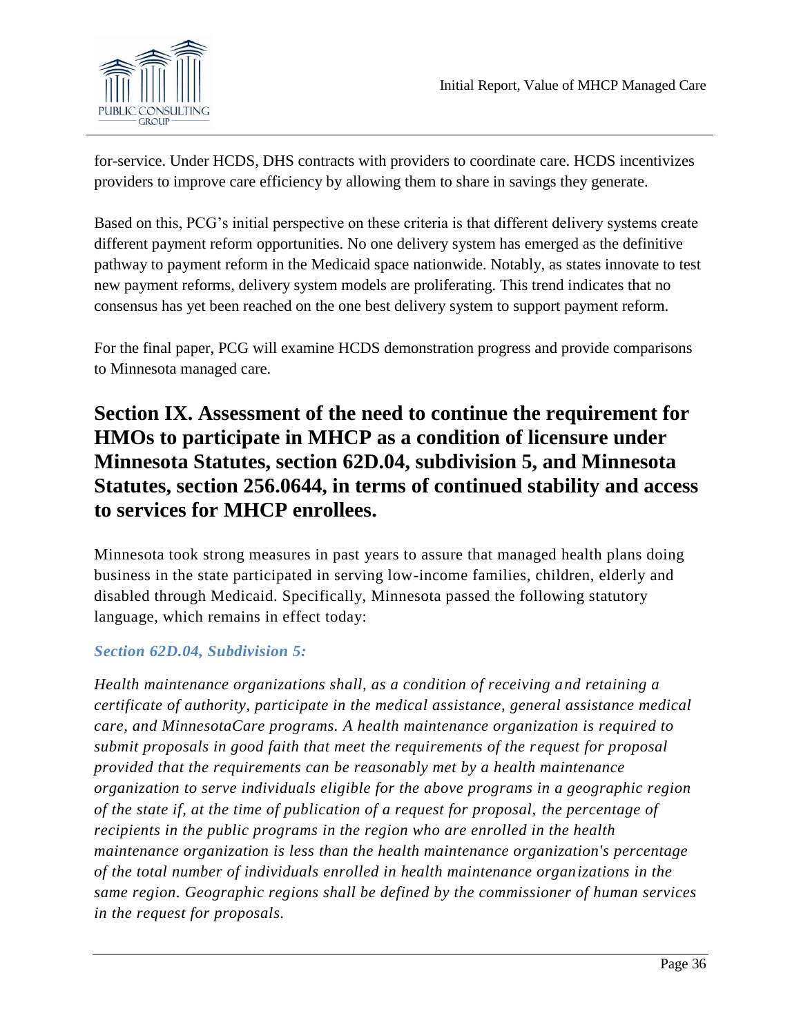for-service. Under HCDS, DHS contracts with providers to coordinate care. HCDS incentivizes providers to improve care efficiency by allowing them to share in savings they generate.

Based on this, PCG's initial perspective on these criteria is that different delivery systems create different payment reform opportunities. No one delivery system has emerged as the definitive pathway to payment reform in the Medicaid space nationwide. Notably, as states innovate to test new payment reforms, delivery system models are proliferating. This trend indicates that no consensus has yet been reached on the one best delivery system to support payment reform.

For the final paper, PCG will examine HCDS demonstration progress and provide comparisons to Minnesota managed care.

## Section IX. Assessment of the need to continue the requirement for HMOs to participate in MHCP as a condition of licensure under Minnesota Statutes, section 62D.04, subdivision 5, and Minnesota Statutes, section 256.0644, in terms of continued stability and access to services for MHCP enrollees.

Minnesota took strong measures in past years to assure that managed health plans doing business in the state participated in serving low-income families, children, elderly and disabled through Medicaid. Specifically, Minnesota passed the following statutory language, which remains in effect today:

***Section 62D.04, Subdivision 5:***

*Health maintenance organizations shall, as a condition of receiving and retaining a certificate of authority, participate in the medical assistance, general assistance medical care, and MinnesotaCare programs. A health maintenance organization is required to submit proposals in good faith that meet the requirements of the request for proposal provided that the requirements can be reasonably met by a health maintenance organization to serve individuals eligible for the above programs in a geographic region of the state if, at the time of publication of a request for proposal, the percentage of recipients in the public programs in the region who are enrolled in the health maintenance organization is less than the health maintenance organization's percentage of the total number of individuals enrolled in health maintenance organizations in the same region. Geographic regions shall be defined by the commissioner of human services in the request for proposals.*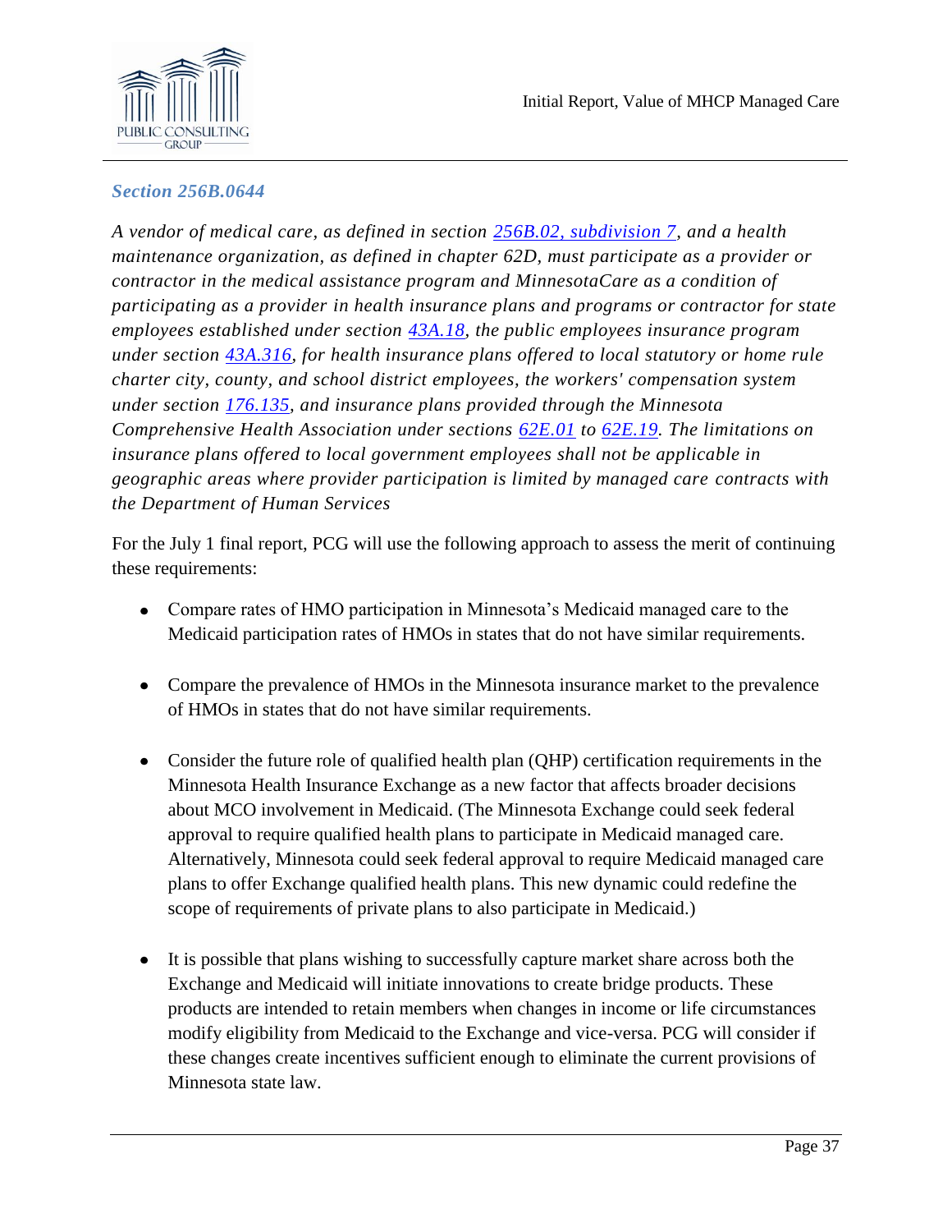### *Section 256B.0644*

*A vendor of medical care, as defined in section 256B.02, subdivision 7, and a health maintenance organization, as defined in chapter 62D, must participate as a provider or contractor in the medical assistance program and MinnesotaCare as a condition of participating as a provider in health insurance plans and programs or contractor for state employees established under section 43A.18, the public employees insurance program under section 43A.316, for health insurance plans offered to local statutory or home rule charter city, county, and school district employees, the workers' compensation system under section 176.135, and insurance plans provided through the Minnesota Comprehensive Health Association under sections 62E.01 to 62E.19. The limitations on insurance plans offered to local government employees shall not be applicable in geographic areas where provider participation is limited by managed care contracts with the Department of Human Services*

For the July 1 final report, PCG will use the following approach to assess the merit of continuing these requirements:

- Compare rates of HMO participation in Minnesota's Medicaid managed care to the Medicaid participation rates of HMOs in states that do not have similar requirements.
- Compare the prevalence of HMOs in the Minnesota insurance market to the prevalence of HMOs in states that do not have similar requirements.
- Consider the future role of qualified health plan (QHP) certification requirements in the Minnesota Health Insurance Exchange as a new factor that affects broader decisions about MCO involvement in Medicaid. (The Minnesota Exchange could seek federal approval to require qualified health plans to participate in Medicaid managed care. Alternatively, Minnesota could seek federal approval to require Medicaid managed care plans to offer Exchange qualified health plans. This new dynamic could redefine the scope of requirements of private plans to also participate in Medicaid.)
- It is possible that plans wishing to successfully capture market share across both the Exchange and Medicaid will initiate innovations to create bridge products. These products are intended to retain members when changes in income or life circumstances modify eligibility from Medicaid to the Exchange and vice-versa. PCG will consider if these changes create incentives sufficient enough to eliminate the current provisions of Minnesota state law.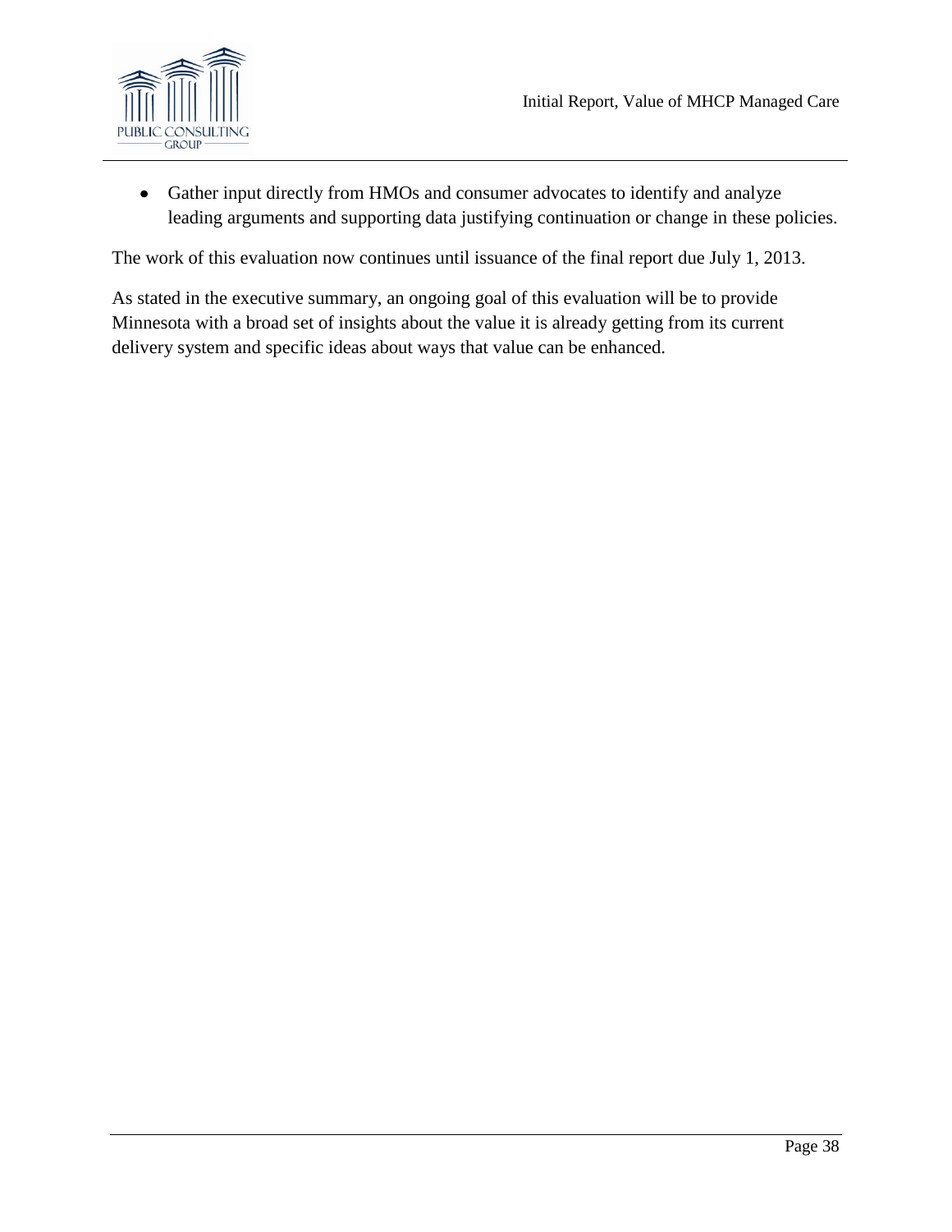- Gather input directly from HMOs and consumer advocates to identify and analyze leading arguments and supporting data justifying continuation or change in these policies.

The work of this evaluation now continues until issuance of the final report due July 1, 2013.

As stated in the executive summary, an ongoing goal of this evaluation will be to provide Minnesota with a broad set of insights about the value it is already getting from its current delivery system and specific ideas about ways that value can be enhanced.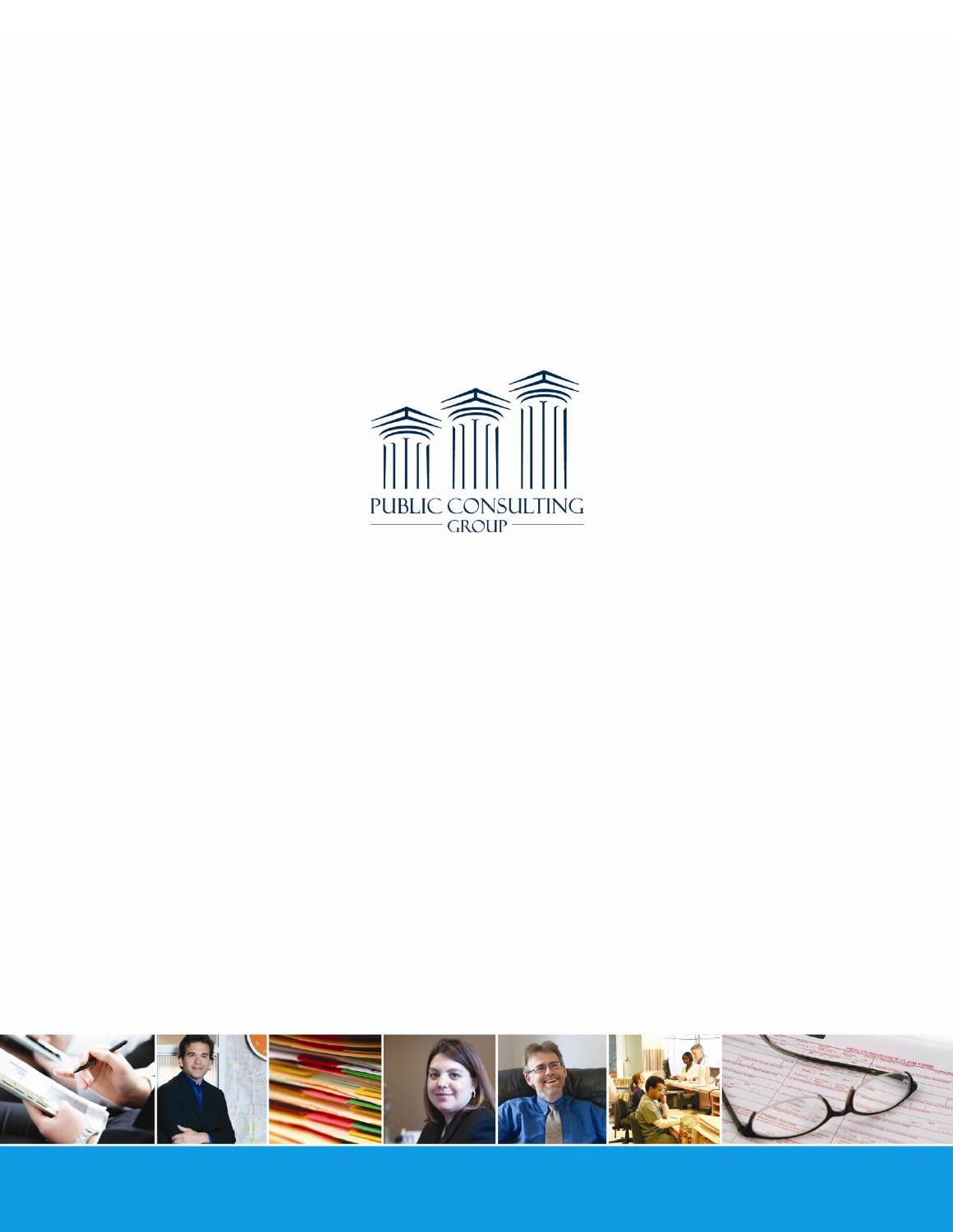PUBLIC CONSULTING GROUP